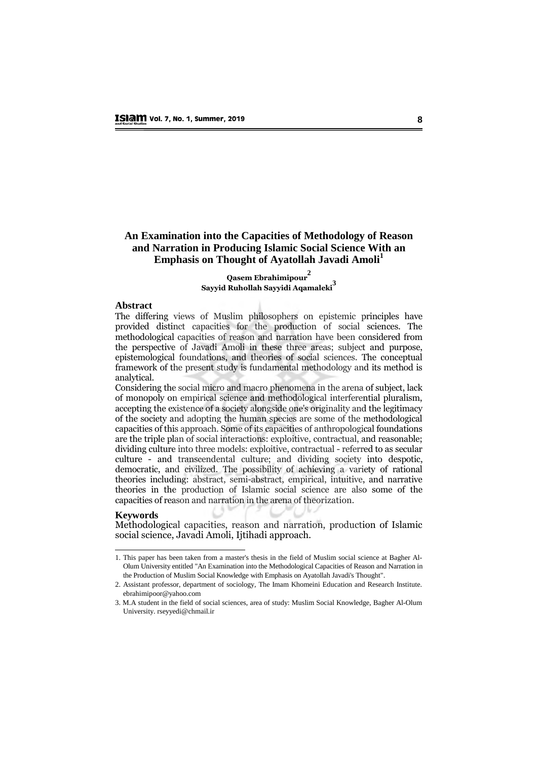# An Examination into the Capacities of Methodology of Reason and Narration in Producing Islamic Social Science With an Emphasis on Thought of Ayatollah Javadi Amoli[1]

**Qasem Ebrahimipour[2]**
**Sayyid Ruhollah Sayyidi Aqamaleki[3]**

## Abstract

The differing views of Muslim philosophers on epistemic principles have provided distinct capacities for the production of social sciences. The methodological capacities of reason and narration have been considered from the perspective of Javadi Amoli in these three areas; subject and purpose, epistemological foundations, and theories of social sciences. The conceptual framework of the present study is fundamental methodology and its method is analytical.

Considering the social micro and macro phenomena in the arena of subject, lack of monopoly on empirical science and methodological interferential pluralism, accepting the existence of a society alongside one's originality and the legitimacy of the society and adopting the human species are some of the methodological capacities of this approach. Some of its capacities of anthropological foundations are the triple plan of social interactions: exploitive, contractual, and reasonable; dividing culture into three models: exploitive, contractual - referred to as secular culture - and transcendental culture; and dividing society into despotic, democratic, and civilized. The possibility of achieving a variety of rational theories including: abstract, semi-abstract, empirical, intuitive, and narrative theories in the production of Islamic social science are also some of the capacities of reason and narration in the arena of theorization.

## Keywords

Methodological capacities, reason and narration, production of Islamic social science, Javadi Amoli, Ijtihadi approach.

---

1. This paper has been taken from a master's thesis in the field of Muslim social science at Bagher Al-Olum University entitled "An Examination into the Methodological Capacities of Reason and Narration in the Production of Muslim Social Knowledge with Emphasis on Ayatollah Javadi's Thought".
2. Assistant professor, department of sociology, The Imam Khomeini Education and Research Institute. ebrahimipoor@yahoo.com
3. M.A student in the field of social sciences, area of study: Muslim Social Knowledge, Bagher Al-Olum University. rseyyedi@chmail.ir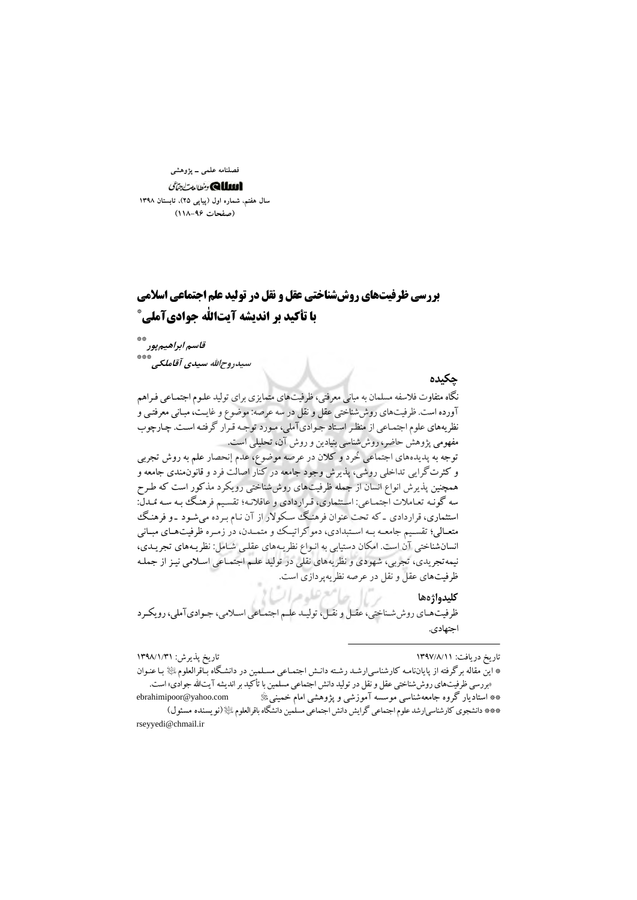فصلنامه علمی ـ پژوهشی

اسلام و مطالعات اجتماعی

سال هفتم، شماره اول (پیاپی ۲۵)، تابستان ۱۳۹۸

(صفحات ۹۶-۱۱۸)

# بررسی ظرفیت‌های روش‌شناختی عقل و نقل در تولید علم اجتماعی اسلامی با تأکید بر اندیشه آیت‌الله جوادی‌آملی*

*قاسم ابراهیم‌پور* **

*سیدروح‌الله سیدی آقاملکی* ***

## چکیده

نگاه متفاوت فلاسفه مسلمان به مبانی معرفتی، ظرفیت‌های متمایزی برای تولید علوم اجتماعی فراهم آورده است. ظرفیت‌های روش‌شناختی عقل و نقل در سه عرصه: موضوع و غایت، مبانی معرفتی و نظریه‌های علوم اجتماعی از منظر استاد جوادی‌آملی، مورد توجه قرار گرفته است. چارچوب مفهومی پژوهش حاضر، روش‌شناسی بنیادین و روش آن، تحلیلی است.

توجه به پدیده‌های اجتماعی خُرد و کلان در عرصه موضوع، عدم انحصار علم به روش تجربی و کثرت‌گرایی تداخلی روشی، پذیرش وجود جامعه در کنار اصالت فرد و قانون‌مندی جامعه و همچنین پذیرش انواع انسان از جمله ظرفیت‌های روش‌شناختی رویکرد مذکور است که طرح سه گونه تعاملات اجتماعی: استثماری، قراردادی و عاقلانه؛ تقسیم فرهنگ به سه مُدل: استثماری، قراردادی ـ که تحت عنوان فرهنگ سکولار از آن نام برده می‌شود ـ و فرهنگ متعالی؛ تقسیم جامعه به استبدادی، دموکراتیک و متمدن، در زمره ظرفیت‌های مبانی انسان‌شناختی آن است. امکان دستیابی به انواع نظریه‌های عقلی شامل: نظریه‌های تجریدی، نیمه‌تجریدی، تجربی، شهودی و نظریه‌های نقلی در تولید علم اجتماعی اسلامی نیز از جمله ظرفیت‌های عقل و نقل در عرصه نظریه‌پردازی است.

### کلیدواژه‌ها

ظرفیت‌های روش‌شناختی، عقل و نقل، تولید علم اجتماعی اسلامی، جوادی‌آملی، رویکرد اجتهادی.

---

تاریخ دریافت: ۱۳۹۷/۸/۱۱ تاریخ پذیرش: ۱۳۹۸/۱/۳۱

* این مقاله برگرفته از پایان‌نامه کارشناسی‌ارشد رشته دانش اجتماعی مسلمین در دانشگاه باقرالعلوم علیه السلام با عنوان «بررسی ظرفیت‌های روش‌شناختی عقل و نقل در تولید دانش اجتماعی مسلمین با تأکید بر اندیشه آیت‌الله جوادی» است.

** استادیار گروه جامعه‌شناسی موسسه آموزشی و پژوهشی امام خمینی رحمه الله ebrahimipoor@yahoo.com

*** دانشجوی کارشناسی‌ارشد علوم اجتماعی گرایش دانش اجتماعی مسلمین دانشگاه باقرالعلوم علیه السلام (نویسنده مسئول) rseyyedi@chmail.ir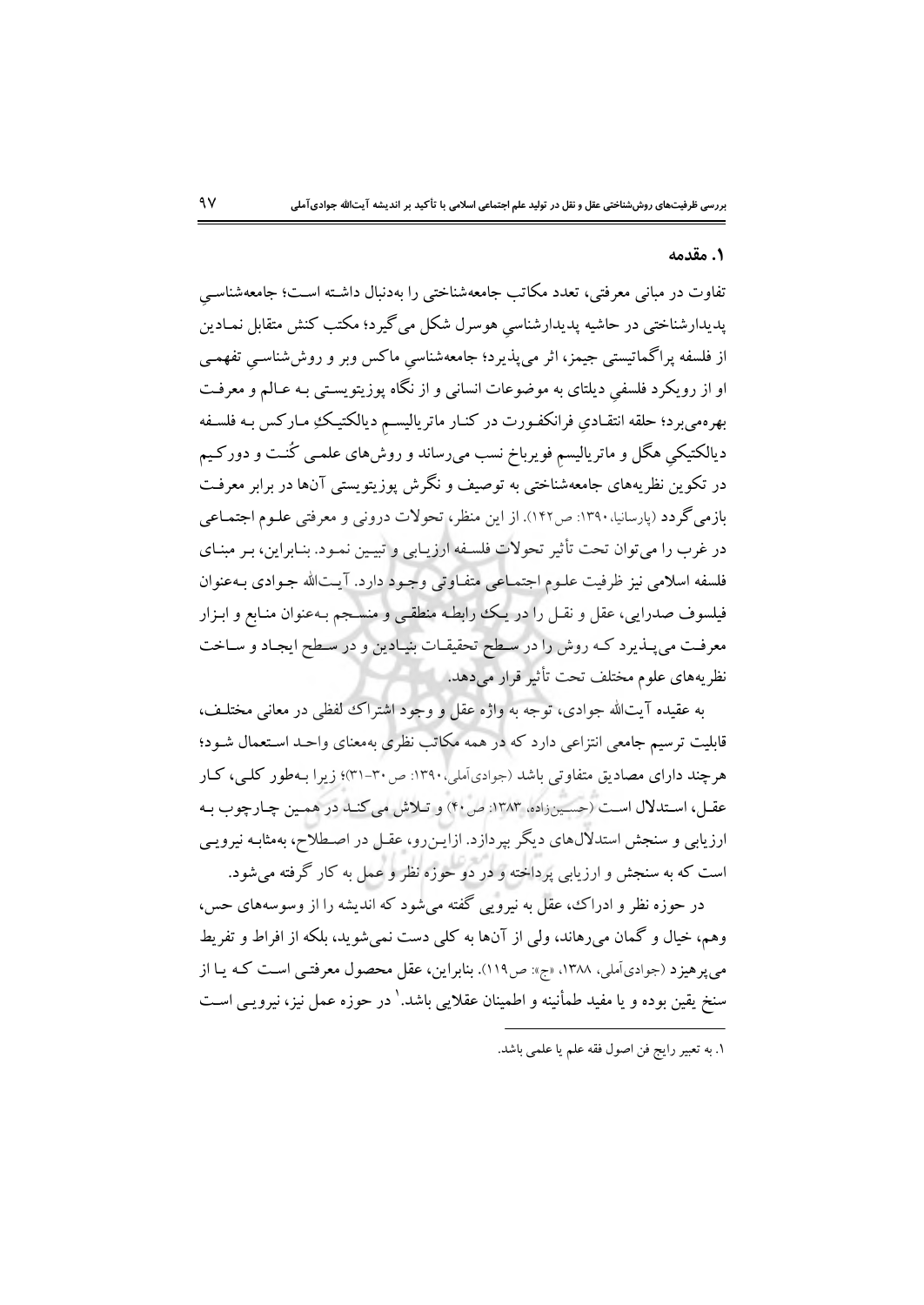## ۱. مقدمه

تفاوت در مبانی معرفتی، تعدد مکاتب جامعه‌شناختی را به‌دنبال داشته است؛ جامعه‌شناسیِ پدیدارشناختی در حاشیه پدیدارشناسیِ هوسرل شکل می‌گیرد؛ مکتب کنش متقابل نمادین از فلسفه پراگماتیستی جیمز، اثر می‌پذیرد؛ جامعه‌شناسیِ ماکس وبر و روش‌شناسیِ تفهمی او از رویکرد فلسفیِ دیلتای به موضوعات انسانی و از نگاه پوزیتویستی به عالم و معرفت بهره‌می‌برد؛ حلقه انتقادیِ فرانکفورت در کنار ماتریالیسمِ دیالکتیکِ مارکس به فلسفه دیالکتیکیِ هگل و ماتریالیسمِ فویرباخ نسب می‌رساند و روش‌های علمی کُنت و دورکیم در تکوین نظریه‌های جامعه‌شناختی به توصیف و نگرش پوزیتویستی آن‌ها در برابر معرفت بازمی‌گردد (پارسانیا، ۱۳۹۰: ص۱۴۲). از این منظر، تحولات درونی و معرفتی علوم اجتماعی در غرب را می‌توان تحت تأثیر تحولات فلسفه ارزیابی و تبیین نمود. بنابراین، بر مبنای فلسفه اسلامی نیز ظرفیت علوم اجتماعی متفاوتی وجود دارد. آیت‌الله جوادی به‌عنوان فیلسوف صدرایی، عقل و نقل را در یک رابطه منطقی و منسجم به‌عنوان منابع و ابزار معرفت می‌پذیرد که روش را در سطح تحقیقات بنیادین و در سطح ایجاد و ساخت نظریه‌های علوم مختلف تحت تأثیر قرار می‌دهد.

به عقیده آیت‌الله جوادی، توجه به واژه عقل و وجود اشتراک لفظی در معانی مختلف، قابلیت ترسیم جامعی انتزاعی دارد که در همه مکاتب نظری به‌معنای واحد استعمال شود؛ هرچند دارای مصادیق متفاوتی باشد (جوادی‌آملی، ۱۳۹۰: ص ۳۰-۳۱)؛ زیرا به‌طور کلی، کار عقل، استدلال است (حسین‌زاده، ۱۳۸۳: ص۴۰) و تلاش می‌کند در همین چارچوب به ارزیابی و سنجش استدلال‌های دیگر بپردازد. ازاین‌رو، عقل در اصطلاح، به‌مثابه نیرویی است که به سنجش و ارزیابی پرداخته و در دو حوزه نظر و عمل به کار گرفته می‌شود.

در حوزه نظر و ادراک، عقل به نیرویی گفته می‌شود که اندیشه را از وسوسه‌های حس، وهم، خیال و گمان می‌رهاند، ولی از آن‌ها به کلی دست نمی‌شوید، بلکه از افراط و تفریط می‌پرهیزد (جوادی‌آملی، ۱۳۸۸، «ج»: ص۱۱۹). بنابراین، عقل محصول معرفتی است که یا از سنخ یقین بوده و یا مفید طمأنینه و اطمینان عقلایی باشد.[1] در حوزه عمل نیز، نیرویی است

---

۱. به تعبیر رایج فن اصول فقه علم یا علمی باشد.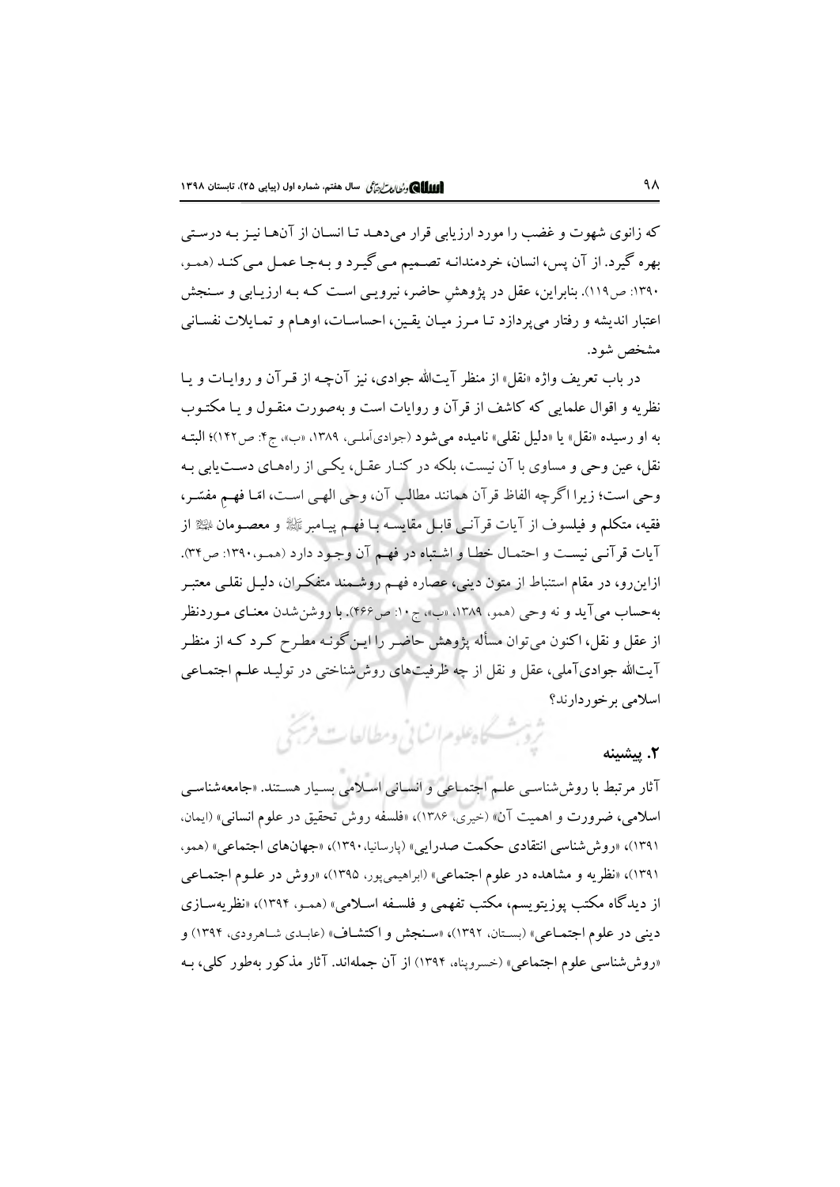که زانوی شهوت و غضب را مورد ارزیابی قرار می‌دهد تا انسان از آن‌ها نیز به درستی بهره گیرد. از آن پس، انسان، خردمندانه تصمیم می‌گیرد و به‌جا عمل می‌کند (همو، ۱۳۹۰: ص۱۱۹). بنابراین، عقل در پژوهشِ حاضر، نیرویی است که به ارزیابی و سنجش اعتبار اندیشه و رفتار می‌پردازد تا مرز میان یقین، احساسات، اوهام و تمایلات نفسانی مشخص شود.

در باب تعریف واژه «نقل» از منظر آیت‌الله جوادی، نیز آن‌چه از قرآن و روایات و یا نظریه و اقوال علمایی که کاشف از قرآن و روایات است و به‌صورت منقول و یا مکتوب به او رسیده «نقل» یا «دلیل نقلی» نامیده می‌شود (جوادی‌آملی، ۱۳۸۹، «ب»، ج۴: ص۱۴۲)؛ البته نقل، عین وحی و مساوی با آن نیست، بلکه در کنار عقل، یکی از راه‌های دست‌یابی به وحی است؛ زیرا اگرچه الفاظ قرآن همانند مطالب آن، وحی الهی است، امّا فهمِ مفسّر، فقیه، متکلم و فیلسوف از آیات قرآنی قابل مقایسه با فهم پیامبر ﷺ و معصومان ﷺ از آیات قرآنی نیست و احتمال خطا و اشتباه در فهم آن وجود دارد (همو، ۱۳۹۰: ص۳۴). ازاین‌رو، در مقام استنباط از متون دینی، عصاره فهم روشمند متفکران، دلیل نقلی معتبر به‌حساب می‌آید و نه وحی (همو، ۱۳۸۹، «ب»، ج۱۰: ص۴۶۶). با روشن‌شدن معنای موردنظر از عقل و نقل، اکنون می‌توان مسأله پژوهش حاضر را این‌گونه مطرح کرد که از منظر آیت‌الله جوادی‌آملی، عقل و نقل از چه ظرفیت‌های روش‌شناختی در تولید علم اجتماعی اسلامی برخوردارند؟

## ۲. پیشینه

آثار مرتبط با روش‌شناسی علم اجتماعی و انسانی اسلامی بسیار هستند. «جامعه‌شناسی اسلامی، ضرورت و اهمیت آن» (خیری، ۱۳۸۶)، «فلسفه روش تحقیق در علوم انسانی» (ایمان، ۱۳۹۱)، «روش‌شناسی انتقادی حکمت صدرایی» (پارسانیا، ۱۳۹۰)، «جهان‌های اجتماعی» (همو، ۱۳۹۱)، «نظریه و مشاهده در علوم اجتماعی» (ابراهیمی‌پور، ۱۳۹۵)، «روش در علوم اجتماعی از دیدگاه مکتب پوزیتویسم، مکتب تفهمی و فلسفه اسلامی» (همو، ۱۳۹۴)، «نظریه‌سازی دینی در علوم اجتماعی» (بستان، ۱۳۹۲)، «سنجش و اکتشاف» (عابدی شاهرودی، ۱۳۹۴) و «روش‌شناسی علوم اجتماعی» (خسروپناه، ۱۳۹۴) از آن جمله‌اند. آثار مذکور به‌طور کلی، به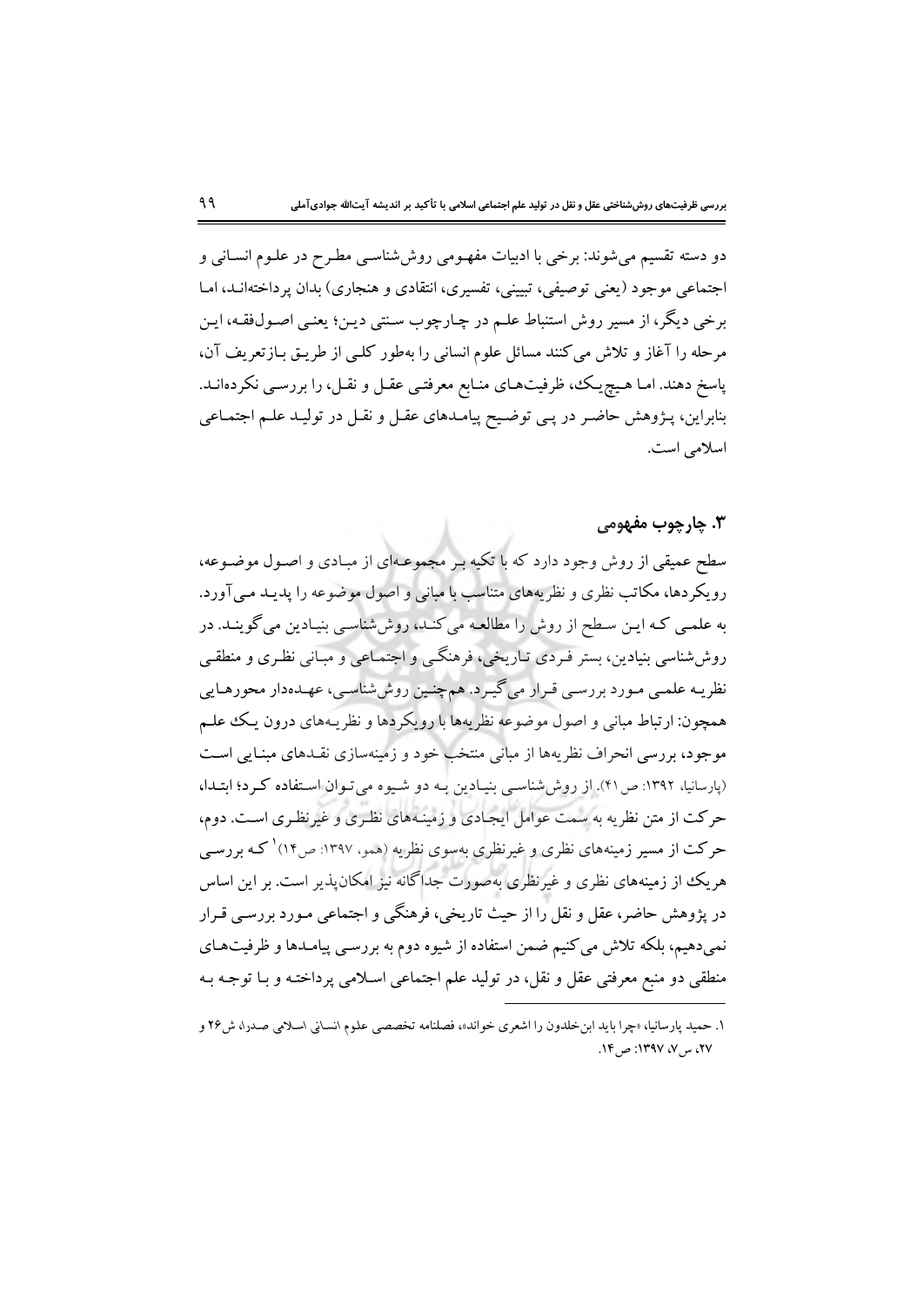دو دسته تقسیم می‌شوند: برخی با ادبیات مفهومی روش‌شناسی مطرح در علوم انسانی و اجتماعی موجود (یعنی توصیفی، تبیینی، تفسیری، انتقادی و هنجاری) بدان پرداخته‌اند، اما برخی دیگر، از مسیر روش استنباط علم در چارچوب سنتی دین؛ یعنی اصول‌فقه، این مرحله را آغاز و تلاش می‌کنند مسائل علوم انسانی را به‌طور کلی از طریق بازتعریف آن، پاسخ دهند. اما هیچ‌یک، ظرفیت‌های منابع معرفتی عقل و نقل، را بررسی نکرده‌اند. بنابراین، پژوهش حاضر در پی توضیح پیامدهای عقل و نقل در تولید علم اجتماعی اسلامی است.

## ۳. چارچوب مفهومی

سطح عمیقی از روش وجود دارد که با تکیه بر مجموعه‌ای از مبادی و اصول موضوعه، رویکردها، مکاتب نظری و نظریه‌های متناسب با مبانی و اصول موضوعه را پدید می‌آورد. به علمی که این سطح از روش را مطالعه می‌کند، روش‌شناسی بنیادین می‌گویند. در روش‌شناسی بنیادین، بستر فردی تاریخی، فرهنگی و اجتماعی و مبانی نظری و منطقی نظریه علمی مورد بررسی قرار می‌گیرد. همچنین روش‌شناسی، عهده‌دار محورهایی همچون: ارتباط مبانی و اصول موضوعه نظریه‌ها با رویکردها و نظریه‌های درون یک علم موجود، بررسی انحراف نظریه‌ها از مبانی منتخب خود و زمینه‌سازی نقدهای مبنایی است (پارسانیا، ۱۳۹۲: ص ۴۱). از روش‌شناسی بنیادین به دو شیوه می‌توان استفاده کرد؛ ابتدا، حرکت از متن نظریه به سمت عوامل ایجادی و زمینه‌های نظری و غیرنظری است. دوم، حرکت از مسیر زمینه‌های نظری و غیرنظری به‌سوی نظریه (همو، ۱۳۹۷: ص۱۴)[1] که بررسی هریک از زمینه‌های نظری و غیرنظری به‌صورت جداگانه نیز امکان‌پذیر است. بر این اساس در پژوهش حاضر، عقل و نقل را از حیث تاریخی، فرهنگی و اجتماعی مورد بررسی قرار نمی‌دهیم، بلکه تلاش می‌کنیم ضمن استفاده از شیوه دوم به بررسی پیامدها و ظرفیت‌های منطقی دو منبع معرفتی عقل و نقل، در تولید علم اجتماعی اسلامی پرداخته و با توجه به

---

۱. حمید پارسانیا، «چرا باید ابن‌خلدون را اشعری خواند»، فصلنامه تخصصی علوم انسانی اسلامی صدرا، ش۲۶ و ۲۷، س۷، ۱۳۹۷: ص۱۴.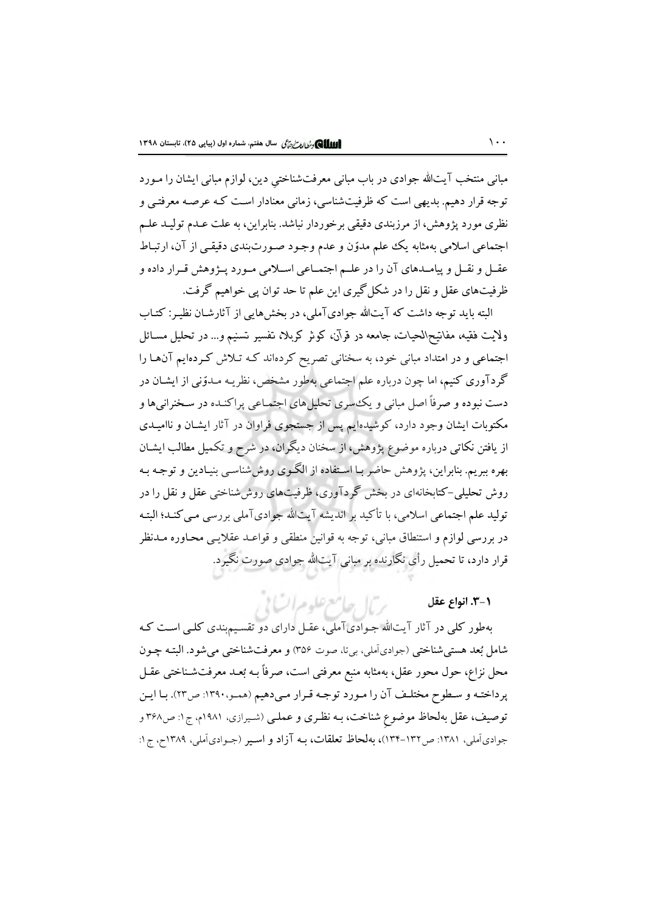مبانی منتخب آیت‌الله جوادی در باب مبانی معرفت‌شناختیِ دین، لوازم مبانی ایشان را مورد توجه قرار دهیم. بدیهی است که ظرفیت‌شناسی، زمانی معنادار است که عرصه معرفتی و نظری مورد پژوهش، از مرزبندی دقیقی برخوردار نباشد. بنابراین، به علت عدم تولید علم اجتماعی اسلامی به‌مثابه یک علم مدوّن و عدم وجود صورت‌بندی دقیقی از آن، ارتباط عقل و نقل و پیامدهای آن را در علم اجتماعی اسلامی مورد پژوهش قرار داده و ظرفیت‌های عقل و نقل را در شکل‌گیری این علم تا حد توان پی خواهیم گرفت.

البته باید توجه داشت که آیت‌الله جوادی‌آملی، در بخش‌هایی از آثارشان نظیر: کتاب ولایت فقیه، مفاتیح‌الحیات، جامعه در قرآن، کوثر کربلا، تفسیر تسنیم و... در تحلیل مسائل اجتماعی و در امتداد مبانی خود، به سخنانی تصریح کرده‌اند که تلاش کرده‌ایم آنها را گردآوری کنیم، اما چون درباره علم اجتماعی به‌طور مشخص، نظریه مدوّنی از ایشان در دست نبوده و صرفاً اصل مبانی و یک‌سری تحلیل‌های اجتماعی پراکنده در سخنرانی‌ها و مکتوبات ایشان وجود دارد، کوشیده‌ایم پس از جستجوی فراوان در آثار ایشان و ناامیدی از یافتن نکاتی درباره موضوع پژوهش، از سخنان دیگران، در شرح و تکمیل مطالب ایشان بهره ببریم. بنابراین، پژوهش حاضر با استفاده از الگوی روش‌شناسی بنیادین و توجه به روش تحلیلی-کتابخانه‌ای در بخش گردآوری، ظرفیت‌های روش‌شناختی عقل و نقل را در تولید علم اجتماعی اسلامی، با تأکید بر اندیشه آیت‌الله جوادی‌آملی بررسی می‌کند؛ البته در بررسی لوازم و استنطاق مبانی، توجه به قوانین منطقی و قواعد عقلایی محاوره مدنظر قرار دارد، تا تحمیل رأی نگارنده بر مبانی آیت‌الله جوادی صورت نگیرد.

### ۱-۳. انواع عقل

به‌طور کلی در آثار آیت‌الله جوادی‌آملی، عقل دارای دو تقسیم‌بندی کلی است که شامل بُعد هستی‌شناختی (جوادی‌آملی، بی‌تا، صوت ۳۵۶) و معرفت‌شناختی می‌شود. البته چون محل نزاع، حول محور عقل، به‌مثابه منبع معرفتی است، صرفاً به بُعد معرفت‌شناختی عقل پرداخته و سطوح مختلف آن را مورد توجه قرار می‌دهیم (همو، ۱۳۹۰: ص۲۳). با این توصیف، عقل به‌لحاظ موضوعِ شناخت، به نظری و عملی (شیرازی، ۱۹۸۱م، ج۱: ص۳۶۸ و جوادی‌آملی، ۱۳۸۱: ص۱۳۲-۱۳۴)، به‌لحاظ تعلقات، به آزاد و اسیر (جوادی‌آملی، ۱۳۸۹ح، ج۱: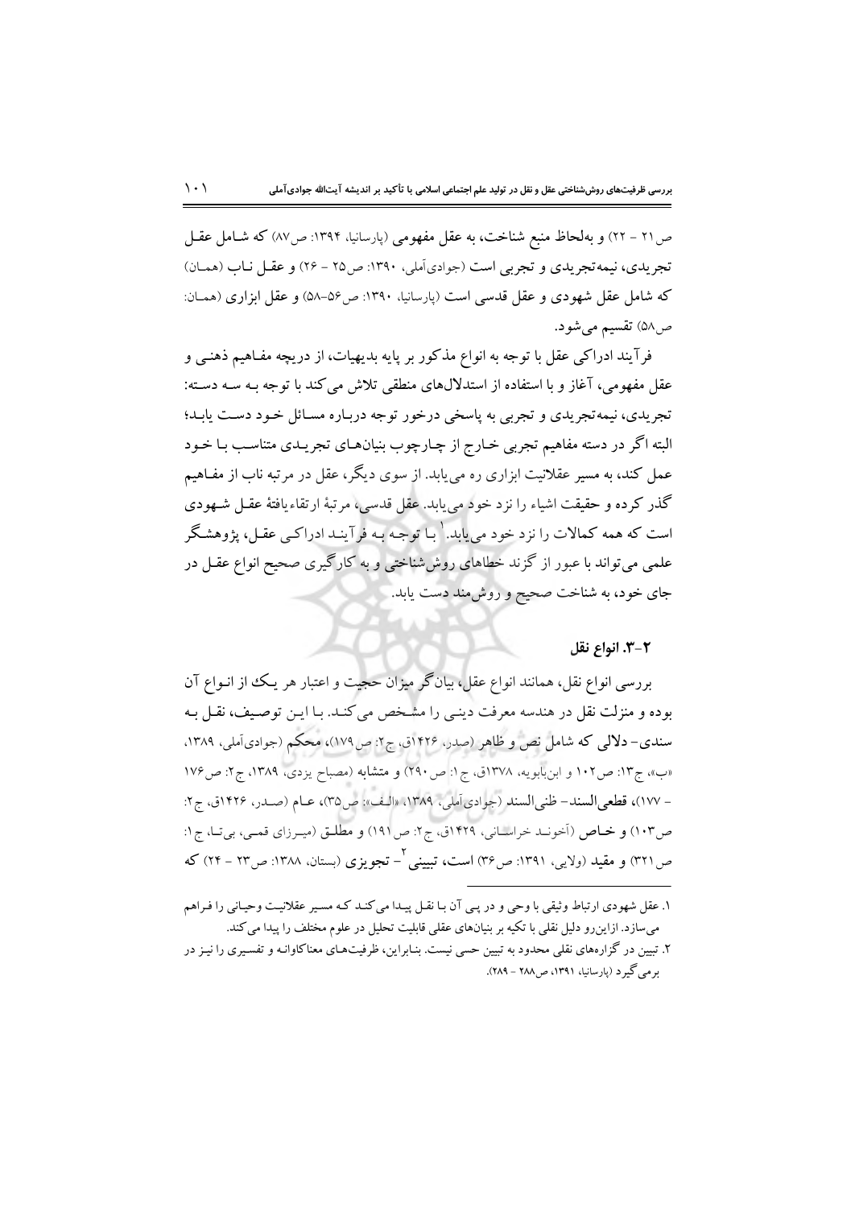ص۲۱ - ۲۲) و به‌لحاظ منبع شناخت، به عقل مفهومی (پارسانیا، ۱۳۹۴: ص۸۷) که شامل عقل **تجریدی**، **نیمه‌تجریدی** و **تجربی** است (جوادی‌آملی، ۱۳۹۰: ص۲۵ - ۲۶) و **عقل ناب** (همان) که شامل عقل شهودی و عقل قدسی است (پارسانیا، ۱۳۹۰: ص۵۶-۵۸) و **عقل ابزاری** (همان: ص۵۸) تقسیم می‌شود.

فرآیند ادراکی عقل با توجه به انواع عقل مذکور بر پایه بدیهیات، از دریچه مفاهیم ذهنی و عقل مفهومی، آغاز و با استفاده از استدلال‌های منطقی تلاش می‌کند با توجه به سه دسته: تجریدی، نیمه‌تجریدی و تجربی به پاسخی درخور توجه درباره مسائل خود دست یابد؛ البته اگر در دسته مفاهیم تجربی خارج از چارچوب بنیان‌های تجریدی متناسب با خود عمل کند، به مسیر عقلانیت ابزاری ره می‌یابد. از سوی دیگر، عقل در مرتبه ناب از مفاهیم گذر کرده و حقیقت اشیاء را نزد خود می‌یابد. عقل قدسی، مرتبهٔ ارتقاءیافتهٔ عقل شهودی است که همه کمالات را نزد خود می‌یابد.[1] با توجه به فرآیند ادراکی عقل، پژوهشگر علمی می‌تواند با عبور از گزند خطاهای روش‌شناختی و به کارگیری صحیح انواع عقل در جای خود، به شناخت صحیح و روشمند دست یابد.

### ۲-۳. انواع نقل

بررسی انواع نقل، همانند انواع عقل، بیان‌گر میزان حجیت و اعتبار هر یک از انواع آن بوده و منزلت نقل در هندسه معرفت دینی را مشخص می‌کند. با این توصیف، نقل به **سندی- دلالی** که شامل **نص** و **ظاهر** (صدر، ۱۴۲۶ق، ج۲: ص۱۷۹)، **محکم** (جوادی‌آملی، ۱۳۸۹، «ب»، ج۱۳: ص۱۰۲ و ابن‌بابویه، ۱۳۷۸ق، ج۱: ص۲۹۰) و **متشابه** (مصباح یزدی، ۱۳۸۹، ج۲: ص۱۷۶ - ۱۷۷)، **قطعی‌السند- ظنی‌السند** (جوادی‌آملی، ۱۳۸۹، «الف»: ص۳۵)، **عام** (صدر، ۱۴۲۶ق، ج۲: ص۱۰۳) و **خاص** (آخوند خراسانی، ۱۴۲۹ق، ج۲: ص۱۹۱) و **مطلق** (میرزای قمی، بی‌تا، ج۱: ص۳۲۱) و **مقید** (ولایی، ۱۳۹۱: ص۳۶) است، **تبیینی**[2] - **تجویزی** (بستان، ۱۳۸۸: ص۲۳ - ۲۴) که

---

۱. عقل شهودی ارتباط وثیقی با وحی و در پی آن با نقل پیدا می‌کند که مسیر عقلانیت وحیانی را فراهم می‌سازد. ازاین‌رو دلیل نقلی با تکیه بر بنیان‌های عقلی قابلیت تحلیل در علوم مختلف را پیدا می‌کند.

۲. تبیین در گزاره‌های نقلی محدود به تبیین حسی نیست. بنابراین، ظرفیت‌های معناکاوانه و تفسیری را نیز در برمی‌گیرد (پارسانیا، ۱۳۹۱، ص۲۸۸ - ۲۸۹).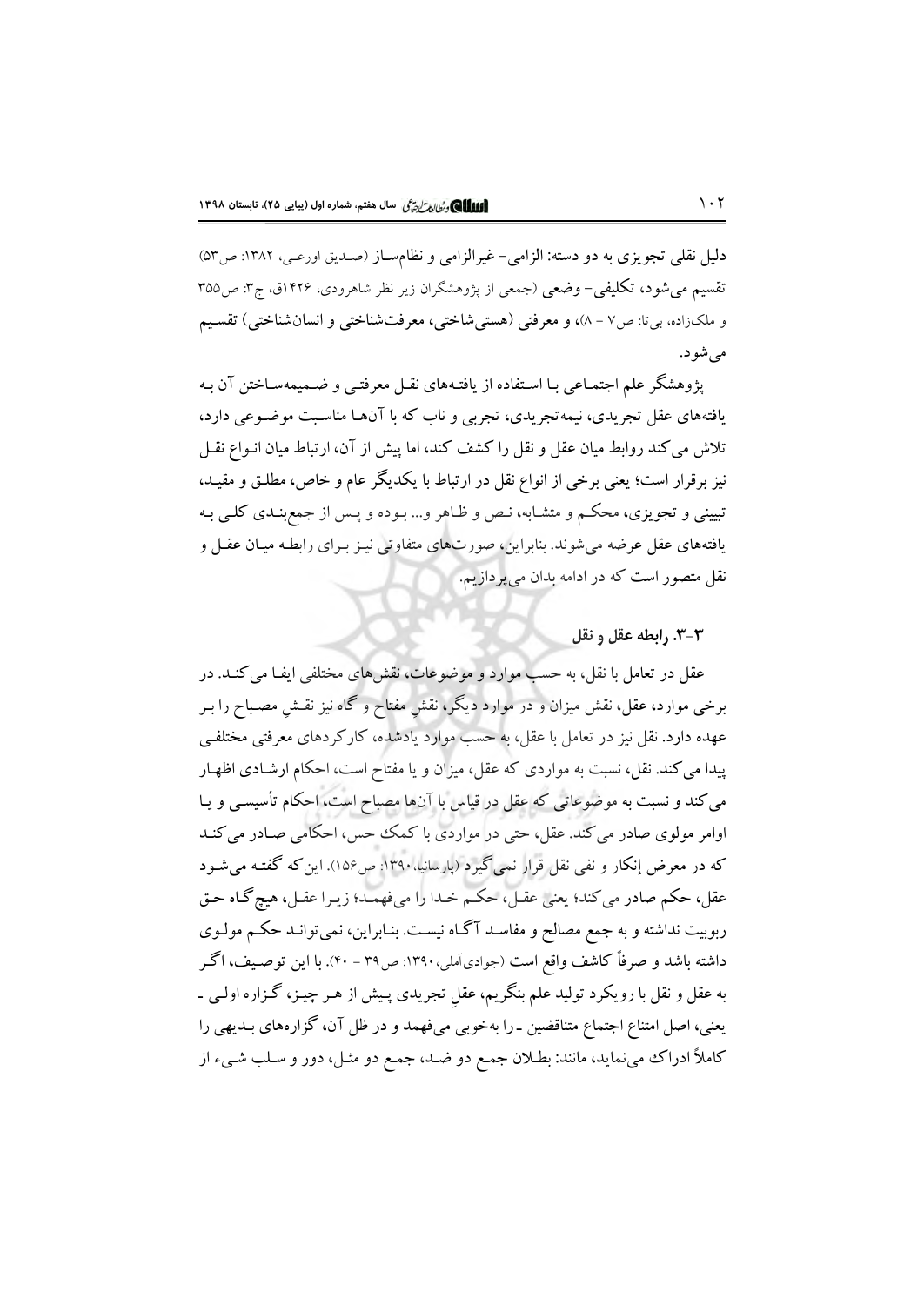دلیل نقلی تجویزی به دو دسته: الزامی- غیرالزامی و نظام‌ساز (صدیق اورعی، ۱۳۸۲: ص۵۳) تقسیم می‌شود، تکلیفی- وضعی (جمعی از پژوهشگران زیر نظر شاهرودی، ۱۴۲۶ق، ج۳: ص۳۵۵ و ملک‌زاده، بی‌تا: ص۷ - ۸)، و معرفتی (هستی‌شاختی، معرفت‌شناختی و انسان‌شناختی) تقسیم می‌شود.

پژوهشگر علم اجتماعی با استفاده از یافته‌های نقل معرفتی و ضمیمه‌ساختن آن به یافته‌های عقل تجریدی، نیمه‌تجریدی، تجربی و ناب که با آن‌ها مناسبت موضوعی دارد، تلاش می‌کند روابط میان عقل و نقل را کشف کند، اما پیش از آن، ارتباط میان انواع نقل نیز برقرار است؛ یعنی برخی از انواع نقل در ارتباط با یکدیگر عام و خاص، مطلق و مقید، تبیینی و تجویزی، محکم و متشابه، نص و ظاهر و... بوده و پس از جمع‌بندی کلی به یافته‌های عقل عرضه می‌شوند. بنابراین، صورت‌های متفاوتی نیز برای رابطه میان عقل و نقل متصور است که در ادامه بدان می‌پردازیم.

### ۳-۳. رابطه عقل و نقل

عقل در تعامل با نقل، به حسب موارد و موضوعات، نقش‌های مختلفی ایفا می‌کند. در برخی موارد، عقل، نقش میزان و در موارد دیگر، نقشِ مفتاح و گاه نیز نقشِ مصباح را بر عهده دارد. نقل نیز در تعامل با عقل، به حسب موارد یادشده، کارکردهای معرفتی مختلفی پیدا می‌کند. نقل، نسبت به مواردی که عقل، میزان و یا مفتاح است، احکام ارشادی اظهار می‌کند و نسبت به موضوعاتی که عقل در قیاس با آن‌ها مصباح است، احکام تأسیسی و یا اوامر مولوی صادر می‌کند. عقل، حتی در مواردی با کمک حس، احکامی صادر می‌کند که در معرض إنکار و نفی نقل قرار نمی‌گیرد (پارسانیا، ۱۳۹۰: ص۱۵۶). این‌که گفته می‌شود عقل، حکم صادر می‌کند؛ یعنی عقل، حکم خدا را می‌فهمد؛ زیرا عقل، هیچ‌گاه حق ربوبیت نداشته و به جمع مصالح و مفاسد آگاه نیست. بنابراین، نمی‌تواند حکم مولوی داشته باشد و صرفاً کاشف واقع است (جوادی‌آملی، ۱۳۹۰: ص۳۹ - ۴۰). با این توصیف، اگر به عقل و نقل با رویکرد تولید علم بنگریم، عقلِ تجریدی پیش از هر چیز، گزاره اولی - یعنی، اصل امتناع اجتماع متناقضین - را به‌خوبی می‌فهمد و در ظل آن، گزاره‌های بدیهی را کاملاً ادراک می‌نماید، مانند: بطلان جمع دو ضد، جمع دو مثل، دور و سلب شیء از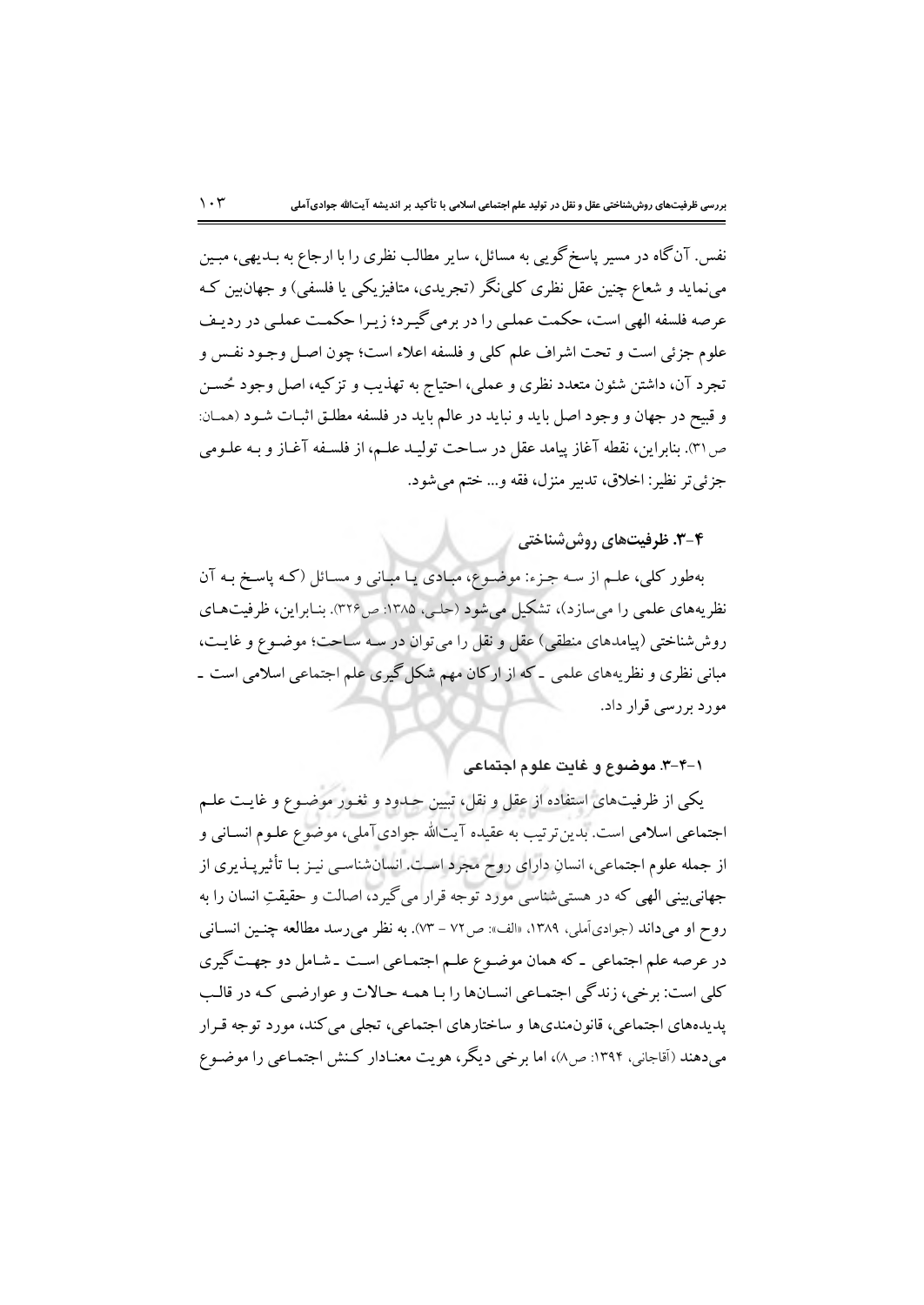نفس. آن‌گاه در مسیر پاسخ‌گویی به مسائل، سایر مطالب نظری را با ارجاع به بـدیهی، مبـین می‌نماید و شعاع چنین عقل نظری کلی‌نگر (تجریدی، متافیزیکی یا فلسفی) و جهان‌بین کـه عرصه فلسفه الهی است، حکمت عملی را در برمی‌گیـرد؛ زیـرا حکمـت عملـی در ردیـف علوم جزئی است و تحت اشراف علم کلی و فلسفه اعلاء است؛ چون اصـل وجـود نفـس و تجرد آن، داشتن شئون متعدد نظری و عملی، احتیاج به تهذیب و تزکیه، اصل وجود حُسـن و قبیح در جهان و وجود اصل باید و نباید در عالم باید در فلسفه مطلـق اثبـات شـود (همـان: ص۳۱). بنابراین، نقطه آغاز پیامد عقل در سـاحت تولیـد علـم، از فلسـفه آغـاز و بـه علـومی جزئی‌تر نظیر: اخلاق، تدبیر منزل، فقه و... ختم می‌شود.

### ۴-۳. ظرفیت‌های روش‌شناختی

به‌طور کلی، علـم از سـه جـزء: موضـوع، مبـادی یـا مبـانی و مسـائل (کـه پاسـخ بـه آن نظریه‌های علمی را می‌سازد)، تشکیل می‌شود (حلـی، ۱۳۸۵: ص۳۲۶). بنـابراین، ظرفیت‌هـای روش‌شناختی (پیامدهای منطقی) عقل و نقل را می‌توان در سـه سـاحت؛ موضـوع و غایـت، مبانی نظری و نظریه‌های علمی ـ که از ارکان مهم شکل‌گیری علم اجتماعی اسلامی است ـ مورد بررسی قرار داد.

#### ۱-۴-۳. موضوع و غایت علوم اجتماعی

یکی از ظرفیت‌های استفاده از عقل و نقل، تبیین حـدود و ثغـور موضـوع و غایـت علـم اجتماعی اسلامی است. بدین‌ترتیب به عقیده آیت‌الله جوادی‌آملی، موضوع علـوم انسـانی و از جمله علوم اجتماعی، انسانِ دارای روح مجرد اسـت. انسان‌شناسـی نیـز بـا تأثیرپـذیری از جهانی‌بینی الهی که در هستی‌شناسی مورد توجه قرار می‌گیرد، اصالت و حقیقتِ انسان را به روح او می‌داند (جوادی‌آملی، ۱۳۸۹، «الف»: ص۷۲ - ۷۳). به نظر می‌رسد مطالعه چنـین انسـانی در عرصه علم اجتماعی ـ که همان موضـوع علـم اجتمـاعی اسـت ـ شـامل دو جهـت‌گیری کلی است: برخی، زندگی اجتمـاعی انسـان‌ها را بـا همـه حـالات و عوارضـی کـه در قالـب پدیده‌های اجتماعی، قانون‌مندی‌ها و ساختارهای اجتماعی، تجلی می‌کند، مورد توجه قـرار می‌دهند (آقاجانی، ۱۳۹۴: ص۸)، اما برخی دیگر، هویت معنـادار کـنش اجتمـاعی را موضـوع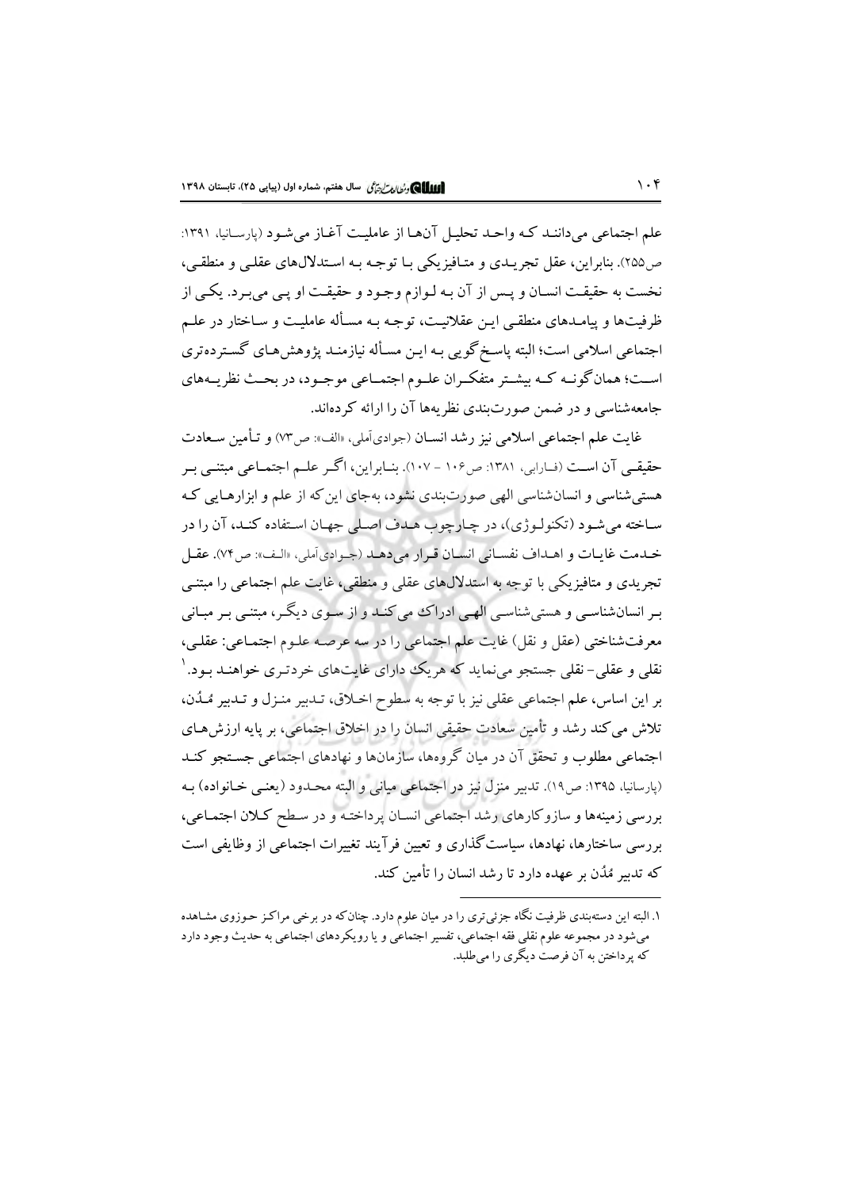علم اجتماعی می‌دانند که واحد تحلیل آن‌ها از عاملیت آغاز می‌شود (پارسانیا، ۱۳۹۱: ص۲۵۵). بنابراین، عقل تجریدی و متافیزیکی با توجه به استدلال‌های عقلی و منطقی، نخست به حقیقت انسان و پس از آن به لوازم وجود و حقیقت او پی می‌برد. یکی از ظرفیت‌ها و پیامدهای منطقی این عقلانیت، توجه به مسأله عاملیت و ساختار در علم اجتماعی اسلامی است؛ البته پاسخ‌گویی به این مسأله نیازمند پژوهش‌های گسترده‌تری است؛ همان‌گونه که بیشتر متفکران علوم اجتماعی موجود، در بحث نظریه‌های جامعه‌شناسی و در ضمن صورت‌بندی نظریه‌ها آن را ارائه کرده‌اند.

غایت علم اجتماعی اسلامی نیز رشد انسان (جوادی‌آملی، «الف»: ص۷۳) و تأمین سعادت حقیقی آن است (فارابی، ۱۳۸۱: ص۱۰۶ - ۱۰۷). بنابراین، اگر علم اجتماعی مبتنی بر هستی‌شناسی و انسان‌شناسی الهی صورت‌بندی نشود، به‌جای این‌که از علم و ابزارهایی که ساخته می‌شود (تکنولوژی)، در چارچوب هدف اصلی جهان استفاده کند، آن را در خدمت غایات و اهداف نفسانی انسان قرار می‌دهد (جوادی‌آملی، «الف»: ص۷۴). عقل تجریدی و متافیزیکی با توجه به استدلال‌های عقلی و منطقی، غایت علم اجتماعی را مبتنی بر انسان‌شناسی و هستی‌شناسی الهی ادراک می‌کند و از سوی دیگر، مبتنی بر مبانی معرفت‌شناختی (عقل و نقل) غایت علم اجتماعی را در سه عرصه علوم اجتماعی: عقلی، نقلی و عقلی- نقلی جستجو می‌نماید که هریک دارای غایت‌های خردتری خواهند بود.[۱] بر این اساس، علم اجتماعی عقلی نیز با توجه به سطوح اخلاق، تدبیر منزل و تدبیر مُدُن، تلاش می‌کند رشد و تأمین سعادت حقیقی انسان را در اخلاق اجتماعی، بر پایه ارزش‌های اجتماعی مطلوب و تحقق آن در میان گروه‌ها، سازمان‌ها و نهادهای اجتماعی جستجو کند (پارسانیا، ۱۳۹۵: ص۱۹). تدبیر منزل نیز در اجتماعی میانی و البته محدود (یعنی خانواده) به بررسی زمینه‌ها و سازوکارهای رشد اجتماعی انسان پرداخته و در سطح کلان اجتماعی، بررسی ساختارها، نهادها، سیاست‌گذاری و تعیین فرآیند تغییرات اجتماعی از وظایفی است که تدبیر مُدُن بر عهده دارد تا رشد انسان را تأمین کند.

---

۱. البته این دسته‌بندی ظرفیت نگاه جزئی‌تری را در میان علوم دارد. چنان‌که در برخی مراکز حوزوی مشاهده می‌شود در مجموعه علوم نقلی فقه اجتماعی، تفسیر اجتماعی و یا رویکردهای اجتماعی به حدیث وجود دارد که پرداختن به آن فرصت دیگری را می‌طلبد.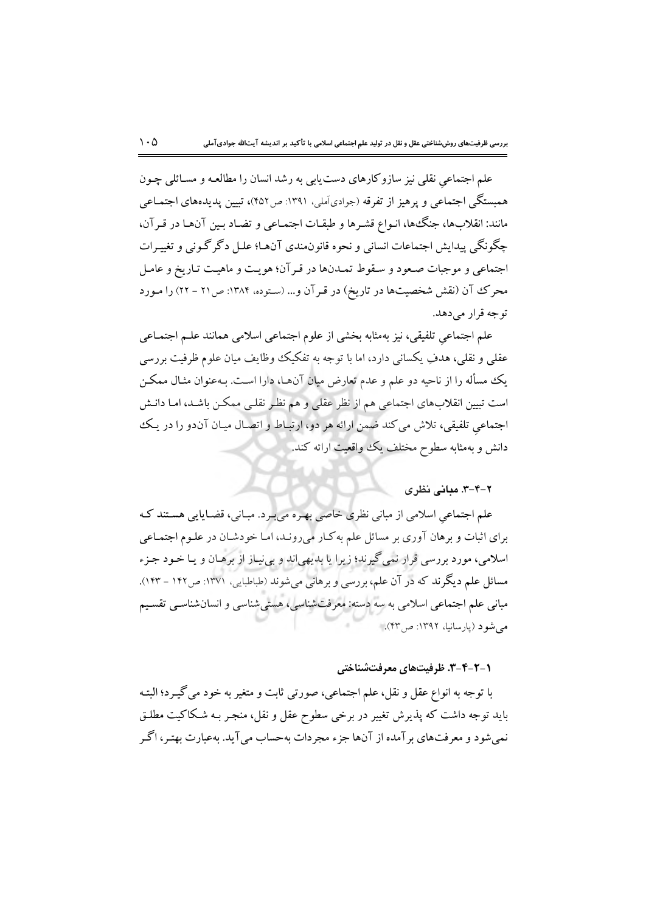علم اجتماعیِ نقلی نیز سازوکارهای دست‌یابی به رشد انسان را مطالعه و مسائلی چون همبستگی اجتماعی و پرهیز از تفرقه (جوادی‌آملی، ۱۳۹۱: ص۴۵۲)، تبیین پدیده‌های اجتماعی مانند: انقلاب‌ها، جنگ‌ها، انواع قشرها و طبقات اجتماعی و تضاد بین آن‌ها در قرآن، چگونگی پیدایش اجتماعات انسانی و نحوه قانون‌مندی آن‌ها؛ علل دگرگونی و تغییرات اجتماعی و موجبات صعود و سقوط تمدن‌ها در قرآن؛ هویت و ماهیت تاریخ و عامل محرک آن (نقش شخصیت‌ها در تاریخ) در قرآن و... (ستوده، ۱۳۸۴: ص۲۱ - ۲۲) را مورد توجه قرار می‌دهد.

علم اجتماعیِ تلفیقی، نیز به‌مثابه بخشی از علوم اجتماعی اسلامی همانند علم اجتماعی عقلی و نقلی، هدفِ یکسانی دارد، اما با توجه به تفکیک وظایف میان علوم ظرفیت بررسی یک مسأله را از ناحیه دو علم و عدم تعارض میان آن‌ها، دارا است. به‌عنوان مثال ممکن است تبیین انقلاب‌های اجتماعی هم از نظر عقلی و هم نظر نقلی ممکن باشد، اما دانش اجتماعیِ تلفیقی، تلاش می‌کند ضمن ارائه هر دو، ارتباط و اتصال میان آن‌دو را در یک دانش و به‌مثابه سطوح مختلف یک واقعیت ارائه کند.

### ۲-۴-۳. مبانی نظری

علم اجتماعیِ اسلامی از مبانی نظری خاصی بهره می‌برد. مبانی، قضایایی هستند که برای اثبات و برهان آوری بر مسائل علم به‌کار می‌روند، اما خودشان در علوم اجتماعی اسلامی، مورد بررسی قرار نمی‌گیرند؛ زیرا یا بدیهی‌اند و بی‌نیاز از برهان و یا خود جزء مسائل علم دیگرند که در آن علم، بررسی و برهانی می‌شوند (طباطبایی، ۱۳۷۱: ص۱۴۲ - ۱۴۳). مبانی علم اجتماعی اسلامی به سه دسته: معرفت‌شناسی، هستی‌شناسی و انسان‌شناسی تقسیم می‌شود (پارسانیا، ۱۳۹۲: ص۴۳).

#### ۱-۲-۴-۳. ظرفیت‌های معرفت‌شناختی

با توجه به انواع عقل و نقل، علم اجتماعی، صورتی ثابت و متغیر به خود می‌گیرد؛ البته باید توجه داشت که پذیرش تغییر در برخی سطوح عقل و نقل، منجر به شکاکیت مطلق نمی‌شود و معرفت‌های برآمده از آن‌ها جزء مجردات به‌حساب می‌آید. به‌عبارت بهتر، اگر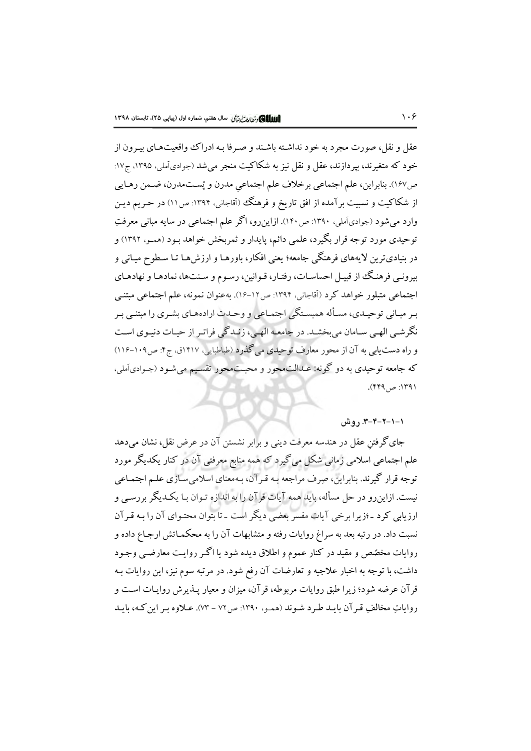عقل و نقل، صورت مجرد به خود نداشته باشند و صرفا بـه ادراک واقعیت‌هـای بیـرون از خود که متغیرند، بپردازند، عقل و نقل نیز به شکاکیت منجر می‌شد (جوادی‌آملی، ۱۳۹۵، ج۱۷: ص۱۶۷). بنابراین، علم اجتماعی برخلاف علم اجتماعیِ مدرن و پُست‌مدرن، ضـمن رهـایی از شکاکیت و نسبیت برآمده از افق تاریخ و فرهنگ (آقاجانی، ۱۳۹۴: ص۱۱) در حـریم دیـن وارد می‌شود (جوادی‌آملی، ۱۳۹۰: ص۱۴۰). ازاین‌رو، اگر علم اجتماعی در سایه مبانی معرفتِ توحیدی مورد توجه قرار بگیرد، علمی دائم، پایدار و ثمربخش خواهد بـود (همـو، ۱۳۹۲) و در بنیادی‌ترین لایه‌های فرهنگی جامعه؛ یعنی افکار، باورهـا و ارزش‌هـا تـا سـطوح میـانی و بیرونـی فرهنـگ از قبیـل احساسـات، رفتـار، قـوانین، رسـوم و سـنت‌ها، نمادهـا و نهادهـای اجتماعی متبلور خواهد کرد (آقاجانی، ۱۳۹۴: ص۱۲-۱۶). به‌عنوان نمونه، علم اجتماعی مبتنـی بـر مبـانی توحیـدی، مسـأله همبسـتگی اجتمـاعی و وحـدت اراده‌هـای بشـری را مبتنـی بـر نگرشـی الهـی سـامان می‌بخشـد. در جامعـه الهـی، زنـدگی فراتـر از حیـات دنیـوی اسـت و راه دست‌یابی به آن از محور معارف توحیدی می‌گذرد (طباطبایی، ۱۴۱۷ق، ج۴: ص۱۰۹-۱۱۶) که جامعه توحیدی به دو گونه: عـدالت‌محور و محبـت‌محور تقسـیم می‌شـود (جـوادی‌آملی، ۱۳۹۱: ص۴۴۹).

#### ۱-۱-۲-۴-۳. روش

جای‌گرفتنِ عقل در هندسه معرفت دینی و برابر نشستن آن در عرض نقل، نشان می‌دهد علم اجتماعی اسلامی زمانی شکل می‌گیرد که همه منابع معرفتی آن در کنار یکدیگر مورد توجه قرار گیرند. بنابراین، صِرف مراجعه بـه قـرآن، بـه‌معنای اسلامی‌سـازی علـم اجتمـاعی نیست. ازاین‌رو در حل مسأله، باید همه آیات قرآن را به اندازه تـوان بـا یکـدیگر بررسـی و ارزیابی کرد ـ؛زیرا برخی آیات مفسر بعضی دیگر است ـ تا بتوان محتـوای آن را بـه قـرآن نسبت داد. در رتبه بعد به سراغ روایات رفته و متشابهات آن را به محکمـاتش ارجـاع داده و روایات مخصِّص و مقید در کنار عموم و اطلاق دیده شود یا اگـر روایـت معارضـی وجـود داشت، با توجه به اخبار علاجیه و تعارضات آن رفع شود. در مرتبه سوم نیز، این روایات بـه قرآن عرضه شود؛ زیرا طبق روایات مربوطه، قرآن، میزان و معیار پـذیرش روایـات اسـت و روایاتِ مخالفِ قـرآن بایـد طـرد شـوند (همـو، ۱۳۹۰: ص۷۲ - ۷۳). عـلاوه بـر این‌کـه، بایـد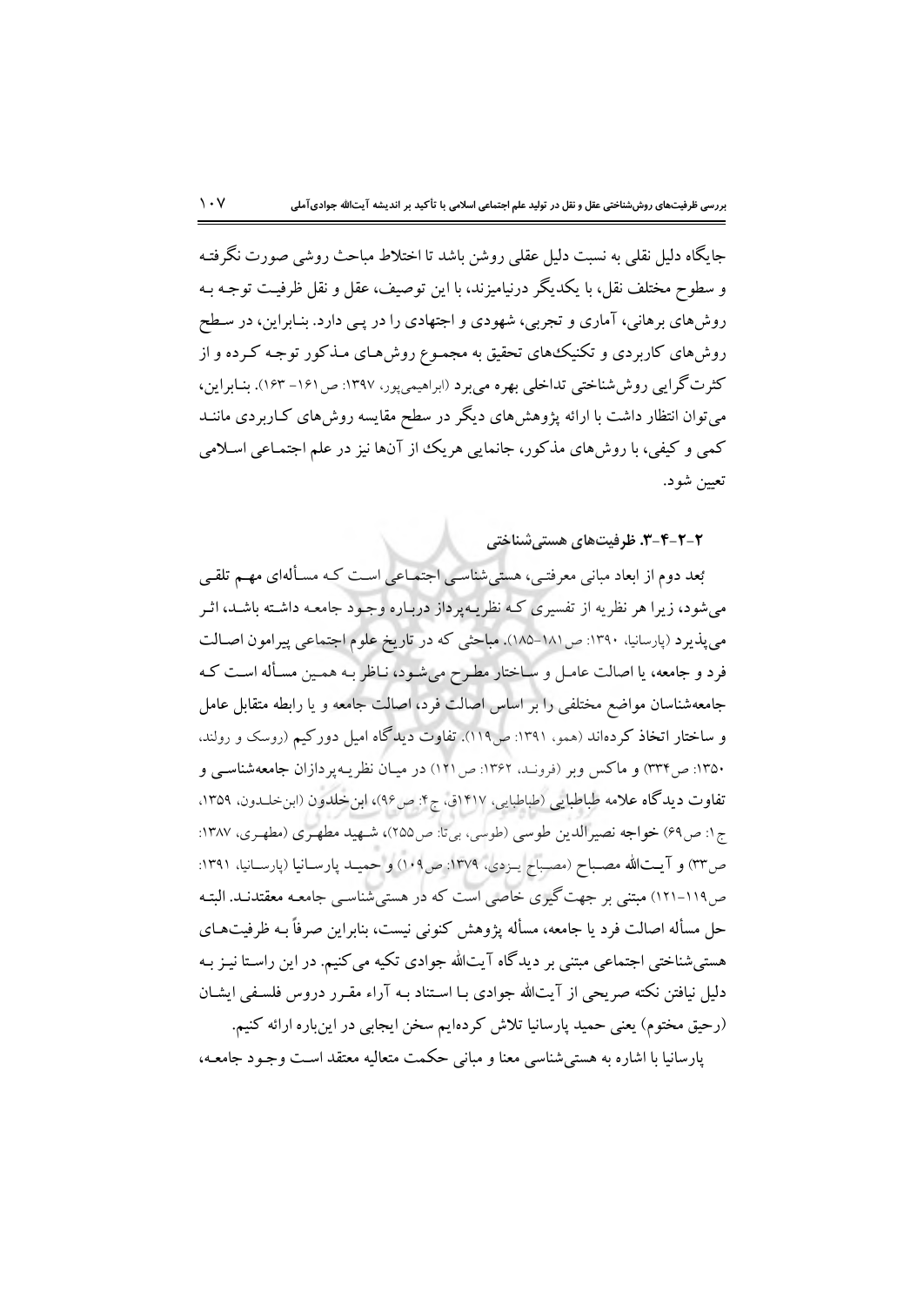جایگاه دلیل نقلی به نسبت دلیل عقلی روشن باشد تا اختلاط مباحث روشی صورت نگرفته و سطوح مختلف نقل، با یکدیگر درنیامیزند، با این توصیف، عقل و نقل ظرفیت توجه به روش‌های برهانی، آماری و تجربی، شهودی و اجتهادی را در پی دارد. بنابراین، در سطح روش‌های کاربردی و تکنیک‌های تحقیق به مجموع روش‌های مذکور توجه کرده و از کثرت‌گرایی روش‌شناختی تداخلی بهره می‌برد (ابراهیمی‌پور، ۱۳۹۷: ص۱۶۱- ۱۶۳). بنابراین، می‌توان انتظار داشت با ارائه پژوهش‌های دیگر در سطح مقایسه روش‌های کاربردی مانند کمی و کیفی، با روش‌های مذکور، جانمایی هریک از آن‌ها نیز در علم اجتماعی اسلامی تعیین شود.

### ۲-۲-۴-۳. ظرفیت‌های هستی‌شناختی

بُعد دوم از ابعاد مبانی معرفتی، هستی‌شناسی اجتماعی است که مسأله‌ای مهم تلقی می‌شود، زیرا هر نظریه از تفسیری که نظریه‌پرداز درباره وجود جامعه داشته باشد، اثر می‌پذیرد (پارسانیا، ۱۳۹۰: ص۱۸۱-۱۸۵). مباحثی که در تاریخ علوم اجتماعی پیرامون اصالت فرد و جامعه، یا اصالت عامل و ساختار مطرح می‌شود، ناظر به همین مسأله است که جامعه‌شناسان مواضع مختلفی را بر اساس اصالت فرد، اصالت جامعه و یا رابطه متقابل عامل و ساختار اتخاذ کرده‌اند (همو، ۱۳۹۱: ص۱۱۹). تفاوت دیدگاه امیل دورکیم (روسک و رولند، ۱۳۵۰: ص۳۳۴) و ماکس وبر (فروند، ۱۳۶۲: ص۱۲۱) در میان نظریه‌پردازان جامعه‌شناسی و تفاوت دیدگاه علامه طباطبایی (طباطبایی، ۱۴۱۷ق، ج۴: ص۹۶)، ابن‌خلدون (ابن‌خلدون، ۱۳۵۹، ج۱: ص۶۹) خواجه نصیرالدین طوسی (طوسی، بی‌تا: ص۲۵۵)، شهید مطهری (مطهری، ۱۳۸۷: ص۳۳) و آیت‌الله مصباح (مصباح یزدی، ۱۳۷۹: ص۱۰۹) و حمید پارسانیا (پارسانیا، ۱۳۹۱: ص۱۱۹-۱۲۱) مبتنی بر جهت‌گیری خاصی است که در هستی‌شناسی جامعه معتقدند. البته حل مسأله اصالت فرد یا جامعه، مسأله پژوهش کنونی نیست، بنابراین صرفاً به ظرفیت‌های هستی‌شناختی اجتماعی مبتنی بر دیدگاه آیت‌الله جوادی تکیه می‌کنیم. در این راستا نیز به دلیل نیافتن نکته صریحی از آیت‌الله جوادی با استناد به آراء مقرر دروس فلسفی ایشان (رحیق مختوم) یعنی حمید پارسانیا تلاش کرده‌ایم سخن ایجابی در این‌باره ارائه کنیم.

پارسانیا با اشاره به هستی‌شناسی معنا و مبانی حکمت متعالیه معتقد است وجود جامعه،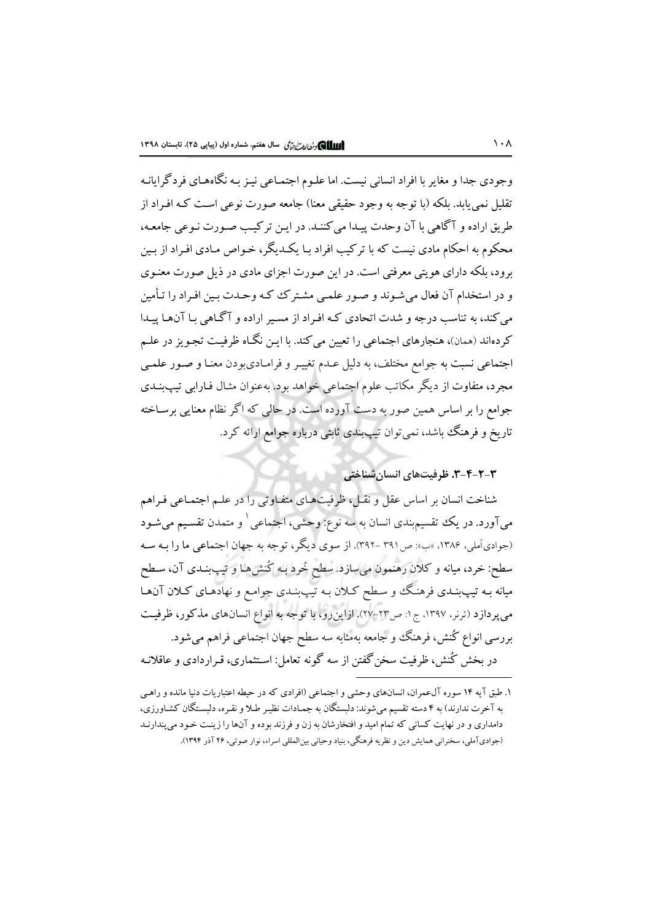وجودی جدا و مغایر با افراد انسانی نیست. اما علـوم اجتمـاعی نیـز بـه نگاه‌هـای فردگرایانـه تقلیل نمی‌یابد. بلکه (با توجه به وجود حقیقی معنا) جامعه صورت نوعی است کـه افـراد از طریق اراده و آگاهی با آن وحدت پیـدا می‌کننـد. در ایـن ترکیـب صـورت نـوعی جامعـه، محکوم به احکام مادی نیست که با ترکیب افراد بـا یکـدیگر، خـواص مـادی افـراد از بـین برود، بلکه دارای هویتی معرفتی است. در این صورت اجزای مادی در ذیل صورت معنـوی و در استخدام آن فعال می‌شـوند و صـور علمـی مشـترک کـه وحـدت بـین افـراد را تـأمین می‌کند، به تناسب درجه و شدت اتحادی کـه افـراد از مسـیر اراده و آگـاهی بـا آن‌هـا پیـدا کرده‌اند (همان)، هنجارهای اجتماعی را تعیین می‌کند. با ایـن نگـاه ظرفیـت تجـویز در علـم اجتماعی نسبت به جوامع مختلف، به دلیل عـدم تغییـر و فرامـادی‌بودن معنـا و صـور علمـی مجرد، متفاوت از دیگر مکاتب علوم اجتماعی خواهد بود. به‌عنوان مثال فـارابی تیپ‌بنـدی جوامع را بر اساس همین صور به دست آورده است. در حالی که اگر نظام معنایی برسـاخته تاریخ و فرهنگ باشد، نمی‌توان تیپ‌بندی ثابتی درباره جوامع ارائه کرد.

### ۳-۲-۴-۳. ظرفیت‌های انسان‌شناختی

شناخت انسان بر اساس عقل و نقـل، ظرفیت‌هـای متفـاوتی را در علـم اجتمـاعی فـراهم می‌آورد. در یک تقسیم‌بندی انسان به سه نوع: وحشی، اجتماعی[1] و متمدن تقسـیم می‌شـود (جوادی‌آملی، ۱۳۸۶، «ب»: ص ۳۹۱ -۳۹۲). از سوی دیگر، توجه به جهان اجتماعی ما را بـه سـه سطح: خرد، میانه و کلان رهنمون می‌سازد. سطح خُرد بـه کُنش‌هـا و تیپ‌بنـدی آن، سـطح میانه بـه تیپ‌بنـدی فرهنـگ و سـطح کـلان بـه تیپ‌بنـدی جوامـع و نهادهـای کـلان آن‌هـا می‌پردازد (ترنر، ۱۳۹۷، ج ۱: ص۲۳-۲۷). ازاین‌رو، با توجه به انواع انسان‌های مذکور، ظرفیـت بررسی انواع کُنش، فرهنگ و جامعه به‌مثابه سه سطح جهان اجتماعی فراهم می‌شود.

در بخش کُنش، ظرفیت سخن گفتن از سه گونه تعامل: اسـتثماری، قـراردادی و عاقلانـه

---

۱. طبق آیه ۱۴ سوره آل‌عمران، انسان‌های وحشی و اجتماعی (افرادی که در حیطه اعتباریات دنیا مانده و راهـی به آخرت ندارند) به ۴ دسته تقسیم می‌شوند: دلبستگان به جمـادات نظیـر طـلا و نقـره، دلبسـتگان کشـاورزی، دامداری و در نهایت کسانی که تمام امید و افتخارشان به زن و فرزند بوده و آن‌ها را زینـت خـود می‌پندارنـد (جوادی‌آملی، سخنرانی همایش دین و نظریه فرهنگی، بنیاد وحیانی بین‌المللی اسراء، نوار صوتی، ۲۶ آذر ۱۳۹۴).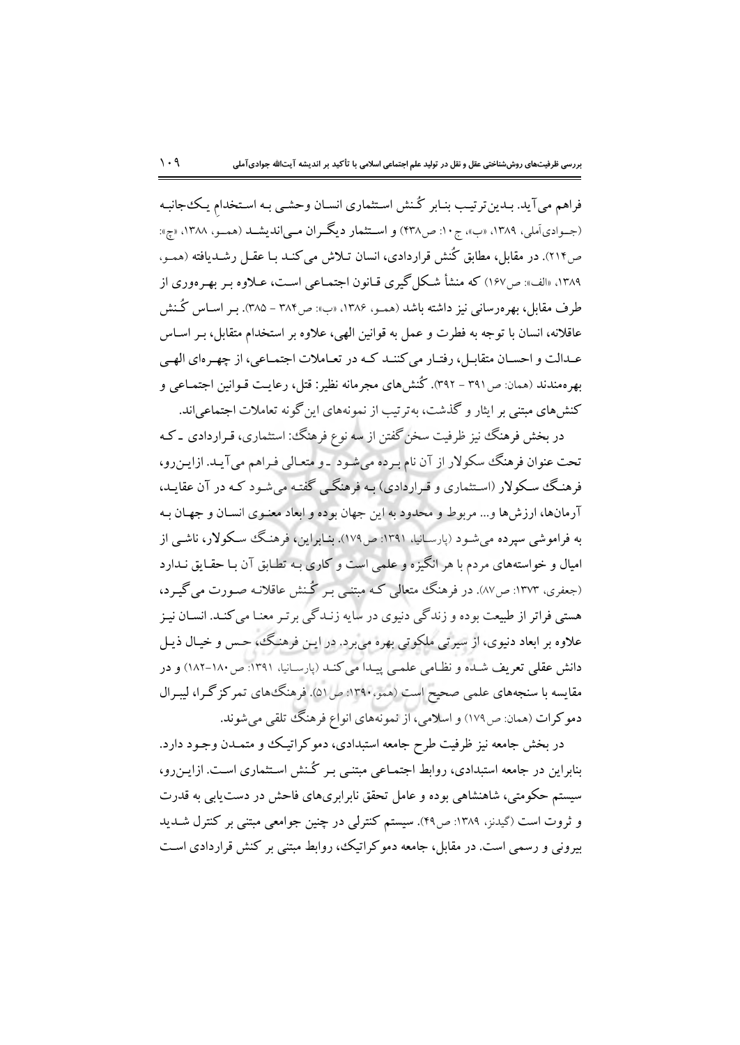فراهم می‌آید. بدین‌ترتیب بنابر کُنش استثماری انسان وحشی به استخدامِ یک‌جانبه (جوادی‌آملی، ۱۳۸۹، «ب»، ج ۱۰: ص۴۳۸) و استثمار دیگران می‌اندیشد (همو، ۱۳۸۸، «ج»: ص۲۱۴). در مقابل، مطابق کُنش قراردادی، انسان تلاش می‌کند با عقل رشدیافته (همو، ۱۳۸۹، «الف»: ص۱۶۷) که منشأ شکل‌گیری قانون اجتماعی است، علاوه بر بهره‌وری از طرف مقابل، بهره‌رسانی نیز داشته باشد (همو، ۱۳۸۶، «ب»: ص۳۸۴ - ۳۸۵). بر اساس کُنش عاقلانه، انسان با توجه به فطرت و عمل به قوانین الهی، علاوه بر استخدام متقابل، بر اساس عدالت و احسان متقابل، رفتار می‌کنند که در تعاملات اجتماعی، از چهره‌ای الهی بهره‌مندند (همان: ص۳۹۱ - ۳۹۲). کُنش‌های مجرمانه نظیر: قتل، رعایت قوانین اجتماعی و کنش‌های مبتنی بر ایثار و گذشت، به‌ترتیب از نمونه‌های این‌گونه تعاملات اجتماعی‌اند.

در بخش فرهنگ نیز ظرفیت سخن گفتن از سه نوع فرهنگ: استثماری، قراردادی ـ که تحت عنوان فرهنگ سکولار از آن نام برده می‌شود ـ و متعالی فراهم می‌آید. ازاین‌رو، فرهنگ سکولار (استثماری و قراردادی) به فرهنگی گفته می‌شود که در آن عقاید، آرمان‌ها، ارزش‌ها و... مربوط و محدود به این جهان بوده و ابعاد معنوی انسان و جهان به به فراموشی سپرده می‌شود (پارسانیا، ۱۳۹۱: ص۱۷۹). بنابراین، فرهنگ سکولار، ناشی از امیال و خواسته‌های مردم با هر انگیزه و علمی است و کاری به تطابق آن با حقایق ندارد (جعفری، ۱۳۷۳: ص۸۷). در فرهنگ متعالی که مبتنی بر کُنش عاقلانه صورت می‌گیرد، هستی فراتر از طبیعت بوده و زندگی دنیوی در سایه زندگی برتر معنا می‌کند. انسان نیز علاوه بر ابعاد دنیوی، از سیرتی ملکوتی بهره می‌برد. در این فرهنگ، حس و خیال ذیل دانش عقلی تعریف شده و نظامی علمی پیدا می‌کند (پارسانیا، ۱۳۹۱: ص۱۸۰-۱۸۲) و در مقایسه با سنجه‌های علمی صحیح است (همو، ۱۳۹۰: ص۵۱). فرهنگ‌های تمرکزگرا، لیبرال دموکرات (همان: ص۱۷۹) و اسلامی، از نمونه‌های انواع فرهنگ تلقی می‌شوند.

در بخش جامعه نیز ظرفیت طرح جامعه استبدادی، دموکراتیک و متمدن وجود دارد. بنابراین در جامعه استبدادی، روابط اجتماعی مبتنی بر کُنش استثماری است. ازاین‌رو، سیستم حکومتی، شاهنشاهی بوده و عامل تحقق نابرابری‌های فاحش در دست‌یابی به قدرت و ثروت است (گیدنز، ۱۳۸۹: ص۴۹). سیستم کنترلی در چنین جوامعی مبتنی بر کنترل شدید بیرونی و رسمی است. در مقابل، جامعه دموکراتیک، روابط مبتنی بر کنش قراردادی است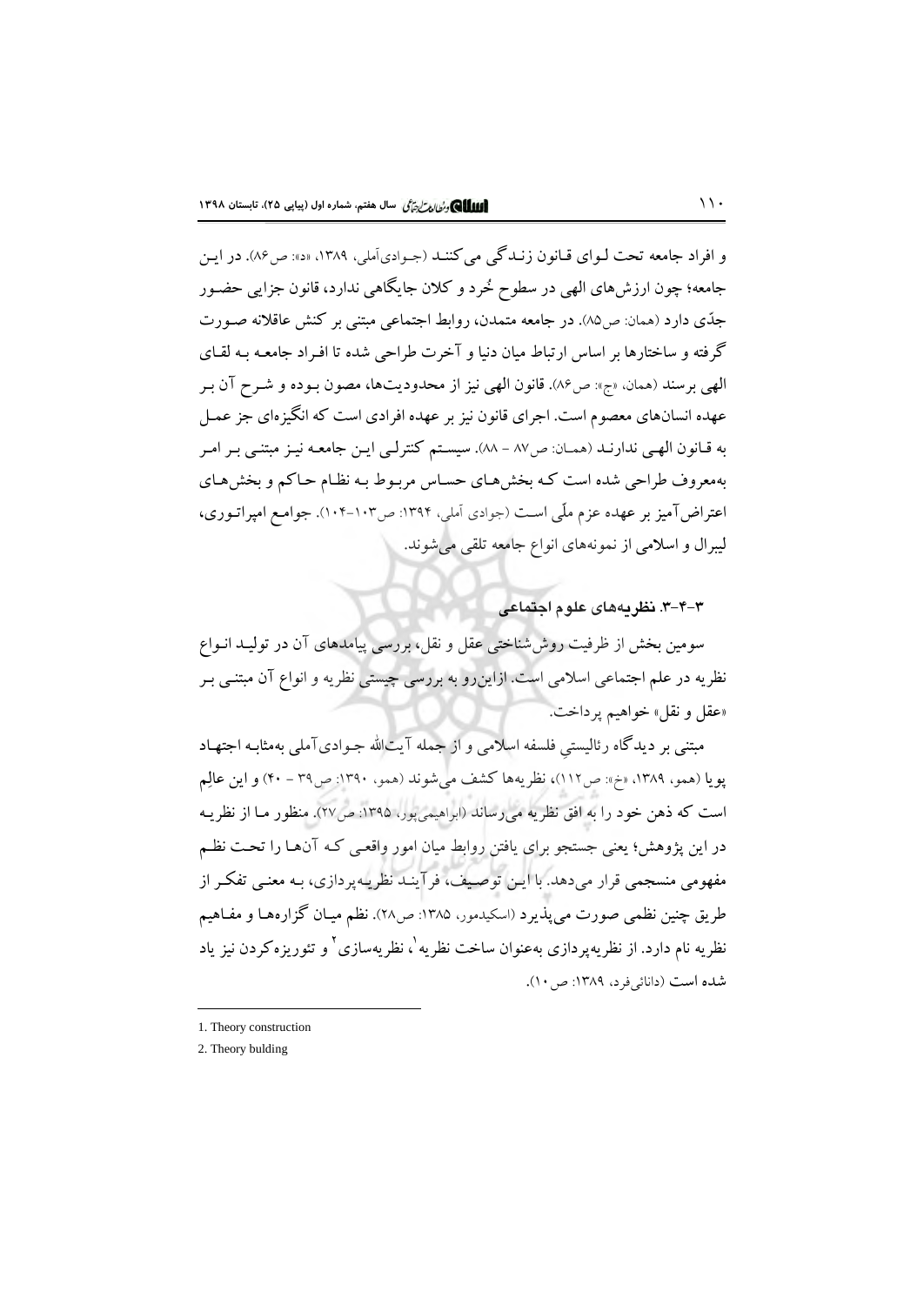و افراد جامعه تحت لوای قانون زندگی می‌کنند (جوادی‌آملی، ۱۳۸۹، «د»: ص۸۶). در این جامعه؛ چون ارزش‌های الهی در سطوح خُرد و کلان جایگاهی ندارد، قانون جزایی حضور جدّی دارد (همان: ص۸۵). در جامعه متمدن، روابط اجتماعی مبتنی بر کنش عاقلانه صورت گرفته و ساختارها بر اساس ارتباط میان دنیا و آخرت طراحی شده تا افراد جامعه به لقای الهی برسند (همان، «ج»: ص۸۶). قانون الهی نیز از محدودیت‌ها، مصون بوده و شرح آن بر عهده انسان‌های معصوم است. اجرای قانون نیز بر عهده افرادی است که انگیزه‌ای جز عمل به قانون الهی ندارند (همان: ص۸۷ - ۸۸). سیستم کنترلی این جامعه نیز مبتنی بر امر به‌معروف طراحی شده است که بخش‌های حساس مربوط به نظام حاکم و بخش‌های اعتراض‌آمیز بر عهده عزم ملّی است (جوادی آملی، ۱۳۹۴: ص۱۰۳-۱۰۴). جوامع امپراتوری، لیبرال و اسلامی از نمونه‌های انواع جامعه تلقی می‌شوند.

### ۳-۴-۳. نظریه‌های علوم اجتماعی

سومین بخش از ظرفیت روش‌شناختی عقل و نقل، بررسی پیامدهای آن در تولید انواع نظریه در علم اجتماعی اسلامی است. ازاین‌رو به بررسی چیستی نظریه و انواع آن مبتنی بر «عقل و نقل» خواهیم پرداخت.

مبتنی بر دیدگاه رئالیستیِ فلسفه اسلامی و از جمله آیت‌الله جوادی‌آملی به‌مثابه اجتهاد پویا (همو، ۱۳۸۹، «خ»: ص۱۱۲)، نظریه‌ها کشف می‌شوند (همو، ۱۳۹۰: ص۳۹ - ۴۰) و این عالِم است که ذهن خود را به افق نظریه می‌رساند (ابراهیمی‌پور، ۱۳۹۵: ص۲۷). منظور ما از نظریه در این پژوهش؛ یعنی جستجو برای یافتن روابط میان امور واقعی که آن‌ها را تحت نظم مفهومی منسجمی قرار می‌دهد. با این توصیف، فرآیند نظریه‌پردازی، به معنی تفکر از طریق چنین نظمی صورت می‌پذیرد (اسکیدمور، ۱۳۸۵: ص۲۸). نظم میان گزاره‌ها و مفاهیم نظریه نام دارد. از نظریه‌پردازی به‌عنوان ساخت نظریه[1]، نظریه‌سازی[2] و تئوریزه‌کردن نیز یاد شده است (دانائی‌فرد، ۱۳۸۹: ص۱۰).

---

1. Theory construction
2. Theory bulding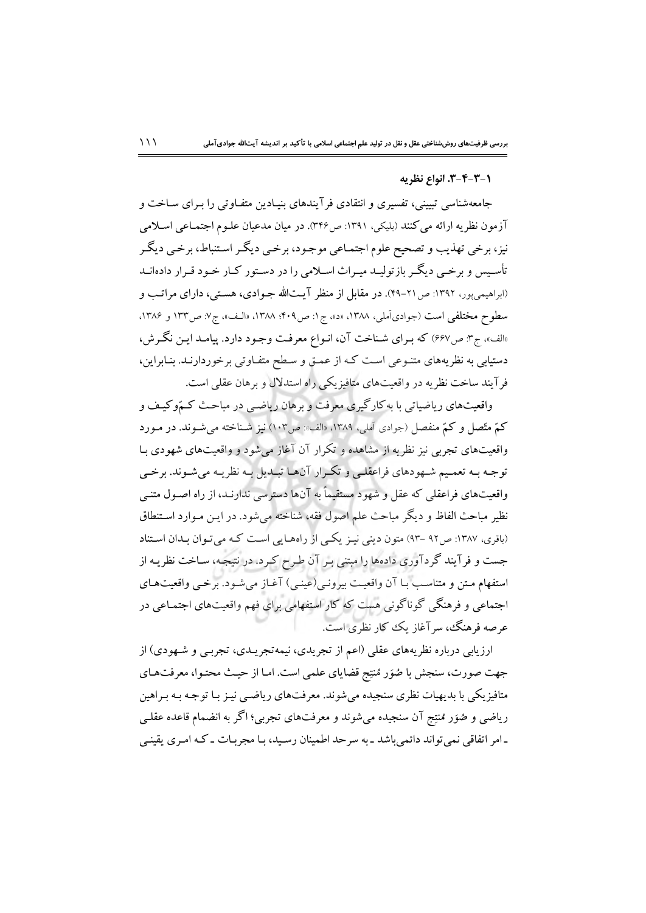### ۱-۳-۴-۳. انواع نظریه

جامعه‌شناسی تبیینی، تفسیری و انتقادی فرآیندهای بنیادین متفاوتی را برای ساخت و آزمون نظریه ارائه می‌کنند (بلیکی، ۱۳۹۱: ص۳۴۶). در میان مدعیان علوم اجتماعی اسلامی نیز، برخی تهذیب و تصحیح علوم اجتماعی موجود، برخی دیگر استنباط، برخی دیگر تأسیس و برخی دیگر بازتولید میراث اسلامی را در دستور کار خود قرار داده‌اند (ابراهیمی‌پور، ۱۳۹۲: ص۲۱-۴۹). در مقابل از منظر آیت‌الله جوادی، هستی، دارای مراتب و سطوح مختلفی است (جوادی‌آملی، ۱۳۸۸، «د»، ج۱: ص۴۰۹؛ ۱۳۸۸، «الف»، ج۷: ص۱۳۳ و ۱۳۸۶، «الف»، ج۳: ص۶۶۷) که برای شناخت آن، انواع معرفت وجود دارد. پیامد این نگرش، دستیابی به نظریه‌های متنوعی است که از عمق و سطح متفاوتی برخوردارند. بنابراین، فرآیند ساخت نظریه در واقعیت‌های متافیزیکی راه استدلال و برهان عقلی است.

واقعیت‌های ریاضیاتی با به‌کارگیری معرفت و برهان ریاضی در مباحث کمّ‌وکیف و کمّ متّصل و کمّ منفصل (جوادی آملی، ۱۳۸۹، «الف»: ص۱۰۳) نیز شناخته می‌شوند. در مورد واقعیت‌های تجربی نیز نظریه از مشاهده و تکرار آن آغاز می‌شود و واقعیت‌های شهودی با توجه به تعمیم شهودهای فراعقلی و تکرار آن‌ها تبدیل به نظریه می‌شوند. برخی واقعیت‌های فراعقلی که عقل و شهود مستقیماً به آن‌ها دسترسی ندارند، از راه اصول متنی نظیر مباحث الفاظ و دیگر مباحث علم اصول فقه، شناخته می‌شود. در این موارد استنطاق (باقری، ۱۳۸۷: ص۹۲ -۹۳) متون دینی نیز یکی از راه‌هایی است که می‌توان بدان استناد جست و فرآیند گردآوری داده‌ها را مبتنی بر آن طرح کرد. در نتیجه، ساخت نظریه از استفهام متن و متناسب با آن واقعیت بیرونی(عینی) آغاز می‌شود. برخی واقعیت‌های اجتماعی و فرهنگی گوناگونی هست که کار استفهامی برای فهم واقعیت‌های اجتماعی در عرصه فرهنگ، سرآغاز یک کار نظری است.

ارزیابی درباره نظریه‌های عقلی (اعم از تجریدی، نیمه‌تجریدی، تجربی و شهودی) از جهت صورت، سنجش با صُوَر مُنتِج قضایای علمی است. اما از حیث محتوا، معرفت‌های متافیزیکی با بدیهیات نظری سنجیده می‌شوند. معرفت‌های ریاضی نیز با توجه به براهین ریاضی و صُوَر مُنتِج آن سنجیده می‌شوند و معرفت‌های تجربی؛ اگر به انضمام قاعده عقلی ـ امر اتفاقی نمی‌تواند دائمی‌باشد ـ به سرحد اطمینان رسید، با مجربات ـ که امری یقینی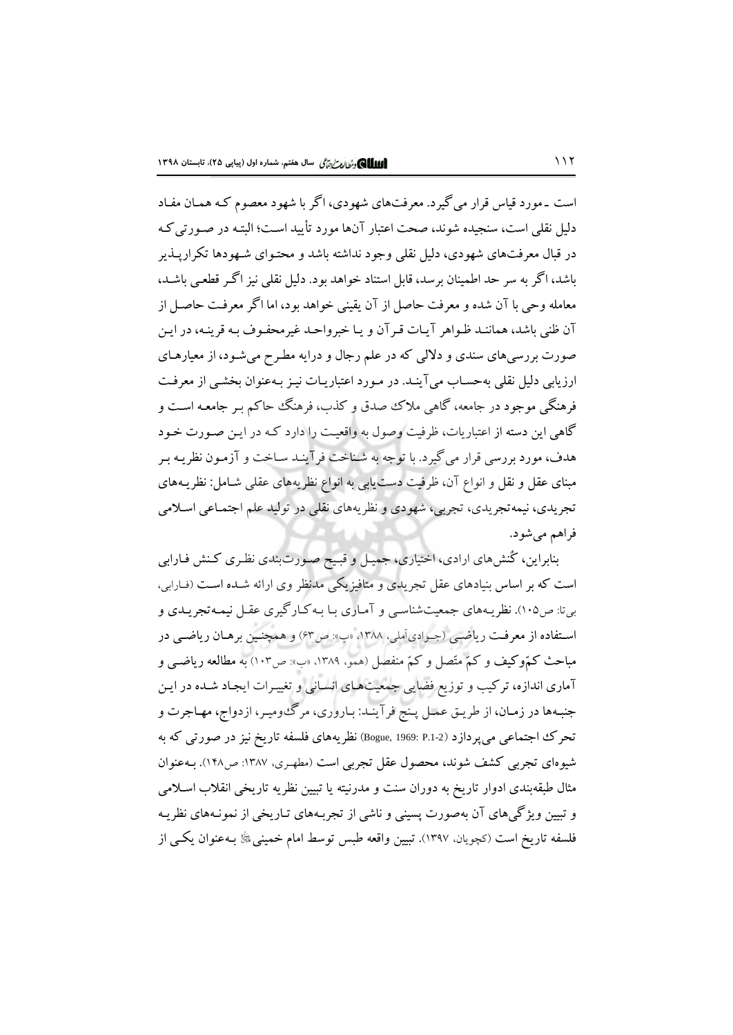است ـ مورد قیاس قرار می‌گیرد. معرفت‌های شهودی، اگر با شهود معصوم که همان مفاد دلیل نقلی است، سنجیده شوند، صحت اعتبار آن‌ها مورد تأیید است؛ البته در صورتی که در قبال معرفت‌های شهودی، دلیل نقلی وجود نداشته باشد و محتوای شهودها تکرارپذیر باشد، اگر به سر حد اطمینان برسد، قابل استناد خواهد بود. دلیل نقلی نیز اگر قطعی باشد، معامله وحی با آن شده و معرفت حاصل از آن یقینی خواهد بود، اما اگر معرفت حاصل از آن ظنی باشد، همانند ظواهر آیات قرآن و یا خبرواحد غیرمحفوف به قرینه، در این صورت بررسی‌های سندی و دلالی که در علم رجال و درایه مطرح می‌شود، از معیارهای ارزیابی دلیل نقلی به‌حساب می‌آیند. در مورد اعتباریات نیز به‌عنوان بخشی از معرفت فرهنگی موجود در جامعه، گاهی ملاک صدق و کذب، فرهنگ حاکم بر جامعه است و گاهی این دسته از اعتباریات، ظرفیت وصول به واقعیت را دارد که در این صورت خود هدف، مورد بررسی قرار می‌گیرد. با توجه به شناخت فرآیند ساخت و آزمون نظریه بر مبنای عقل و نقل و انواع آن، ظرفیت دست‌یابی به انواع نظریه‌های عقلی شامل: نظریه‌های تجریدی، نیمه‌تجریدی، تجربی، شهودی و نظریه‌های نقلی در تولید علم اجتماعی اسلامی فراهم می‌شود.

بنابراین، کُنش‌های ارادی، اختیاری، جمیل و قبیح صورت‌بندی نظری کنش فارابی است که بر اساس بنیادهای عقل تجریدی و متافیزیکی مدنظر وی ارائه شده است (فارابی، بی‌تا: ص۱۰۵). نظریه‌های جمعیت‌شناسی و آماری با به‌کارگیری عقل نیمه‌تجریدی و استفاده از معرفت ریاضی (جوادی‌آملی، ۱۳۸۸، «ب»: ص۶۳) و همچنین برهان ریاضی در مباحث کمّوکیف و کمّ متّصل و کمّ منفصل (همو، ۱۳۸۹، «ب»: ص۱۰۳) به مطالعه ریاضی و آماری اندازه، ترکیب و توزیع فضایی جمعیت‌های انسانی و تغییرات ایجاد شده در این جنبه‌ها در زمان، از طریق عمل پنج فرآیند: باروری، مرگ‌ومیر، ازدواج، مهاجرت و تحرک اجتماعی می‌پردازد (Bogue, 1969: P.1-2) نظریه‌های فلسفه تاریخ نیز در صورتی که به شیوه‌ای تجربی کشف شوند، محصول عقل تجربی است (مطهری، ۱۳۸۷: ص۱۴۸). به‌عنوان مثال طبقه‌بندی ادوار تاریخ به دوران سنت و مدرنیته یا تبیین نظریه تاریخی انقلاب اسلامی و تبیین ویژگی‌های آن به‌صورت پسینی و ناشی از تجربه‌های تاریخی از نمونه‌های نظریه فلسفه تاریخ است (کچویان، ۱۳۹۷). تبیین واقعه طبس توسط امام خمینی به‌عنوان یکی از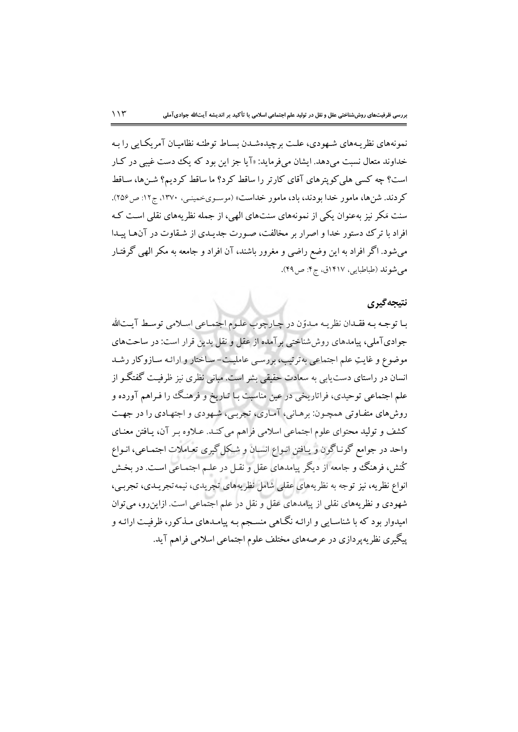نمونه‌های نظریـه‌های شـهودی، علـت برچیده‌شـدن بسـاط توطئـه نظامیـان آمریکـایی را بـه خداوند متعال نسبت می‌دهد. ایشان می‌فرماید: «آیا جز این بود که یک دست غیبی در کـار است؟ چه کسی هلی‌کوپترهای آقای کارتر را ساقط کرد؟ ما ساقط کردیم؟ شـن‌ها، سـاقط کردند. شن‌ها، مامور خدا بودند، باد، مامور خداست» (موسـوی‌خمینـی، ۱۳۷۰، ج۱۲: ص۲۵۶). سنت مَکر نیز به‌عنوان یکی از نمونه‌های سنت‌های الهی، از جمله نظریه‌های نقلی اسـت کـه افراد با ترک دستور خدا و اصرار بر مخالفت، صـورت جدیـدی از شـقاوت در آن‌هـا پیـدا می‌شود. اگر افراد به این وضع راضی و مغرور باشند، آن افراد و جامعه به مکر الهی گرفتـار می‌شوند (طباطبایی، ۱۴۱۷ق، ج۴: ص۴۹).

## نتیجه‌گیری

بـا توجـه بـه فقـدان نظریـه مـدوّن در چـارچوب علـوم اجتمـاعی اسـلامی توسـط آیـت‌الله جوادی‌آملی، پیامدهای روش‌شناختی برآمده از عقل و نقل بدین قرار است: در ساحت‌های موضوع و غایتِ علم اجتماعی به‌ترتیب، بررسـی عاملیـت- سـاختار و ارائـه سـازوکار رشـد انسان در راستای دست‌یابی به سعادت حقیقی بشر است. مبانی نظری نیز ظرفیـت گفتگـو از علم اجتماعی توحیدی، فراتاریخی در عین مناسبت بـا تـاریخ و فرهنـگ را فـراهم آورده و روش‌های متفـاوتی همچـون: برهـانی، آمـاری، تجربـی، شـهودی و اجتهـادی را در جهـت کشف و تولید محتوای علوم اجتماعی اسلامی فراهم می‌کنـد. عـلاوه بـر آن، یـافتن معنـای واحد در جوامع گونـاگون و یـافتن انـواع انسـان و شـکل‌گیری تعـاملات اجتمـاعی، انـواع کُنش، فرهنگ و جامعه از دیگر پیامدهای عقل و نقـل در علـم اجتمـاعی اسـت. در بخـش انواع نظریه، نیز توجه به نظریه‌های عقلی شامل نظریه‌های تجریدی، نیمه‌تجریـدی، تجربـی، شهودی و نظریه‌های نقلی از پیامدهای عقل و نقل در علم اجتماعی است. ازاین‌رو، می‌توان امیدوار بود که با شناسـایی و ارائـه نگـاهی منسـجم بـه پیامـدهای مـذکور، ظرفیـت ارائـه و پیگیری نظریه‌پردازی در عرصه‌های مختلف علوم اجتماعی اسلامی فراهم آید.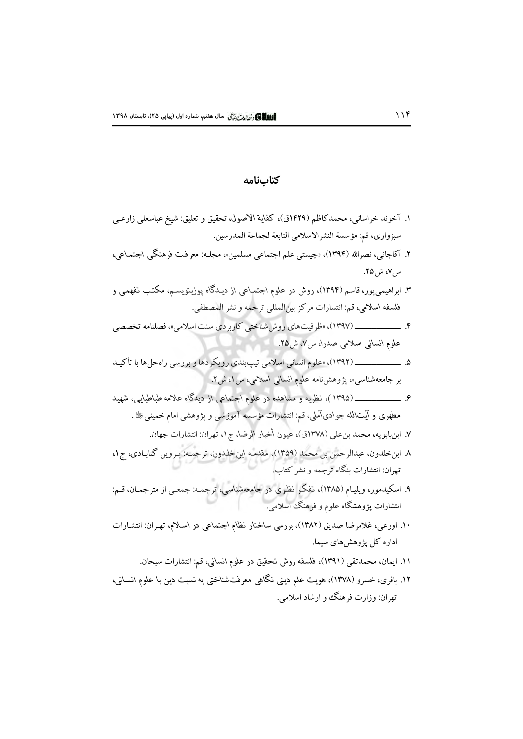## کتاب‌نامه

۱. آخوند خراسانی، محمدکاظم (۱۴۲۹ق)، کفایة الاصول، تحقیق و تعلیق: شیخ عباسعلی زارعی سبزواری، قم: مؤسسة النشرالاسلامی التابعة لجماعة المدرسین.

۲. آقاجانی، نصرالله (۱۳۹۴)، «چیستی علم اجتماعی مسلمین»، مجله: معرفت فرهنگی اجتماعی، س۷، ش۲۵.

۳. ابراهیمی‌پور، قاسم (۱۳۹۴)، روش در علوم اجتماعی از دیدگاه پوزیتویسم، مکتب تفهمی و فلسفه اسلامی، قم: انتشارات مرکز بین‌المللی ترجمه و نشر المصطفی.

۴. ــــــــــــــ (۱۳۹۷)، «ظرفیت‌های روش‌شناختی کاربردی سنت اسلامی»، فصلنامه تخصصی علوم انسانی اسلامی صدرا، س۷، ش۲۵.

۵. ــــــــــــــ (۱۳۹۲)، «علوم انسانی اسلامی تیپ‌بندی رویکردها و بررسی راه‌حل‌ها با تأکید بر جامعه‌شناسی»، پژوهش‌نامه علوم انسانی اسلامی، س۱، ش۲.

۶. ــــــــــــــ (۱۳۹۵)، نظریه و مشاهده در علوم اجتماعی از دیدگاه علامه طباطبایی، شهید مطهری و آیت‌الله جوادی‌آملی، قم: انتشارات مؤسسه آموزشی و پژوهشی امام خمینی ﷺ.

۷. ابن‌بابویه، محمد بن‌علی (۱۳۷۸ق)، عیون أخبار الرضا، ج۱، تهران: انتشارات جهان.

۸. ابن‌خلدون، عبدالرحمن بن محمد (۱۳۵۹)، مقدمه ابن‌خلدون، ترجمه: پروین گنابادی، ج۱، تهران: انتشارات بنگاه ترجمه و نشر کتاب.

۹. اسکیدمور، ویلیام (۱۳۸۵)، تفکر نظری در جامعه‌شناسی، ترجمه: جمعی از مترجمان، قم: انتشارات پژوهشگاه علوم و فرهنگ اسلامی.

۱۰. اورعی، غلامرضا صدیق (۱۳۸۲)، بررسی ساختار نظام اجتماعی در اسلام، تهران: انتشارات اداره کل پژوهش‌های سیما.

۱۱. ایمان، محمدتقی (۱۳۹۱)، فلسفه روش تحقیق در علوم انسانی، قم: انتشارات سبحان.

۱۲. باقری، خسرو (۱۳۷۸)، هویت علم دینی نگاهی معرفت‌شناختی به نسبت دین با علوم انسانی، تهران: وزارت فرهنگ و ارشاد اسلامی.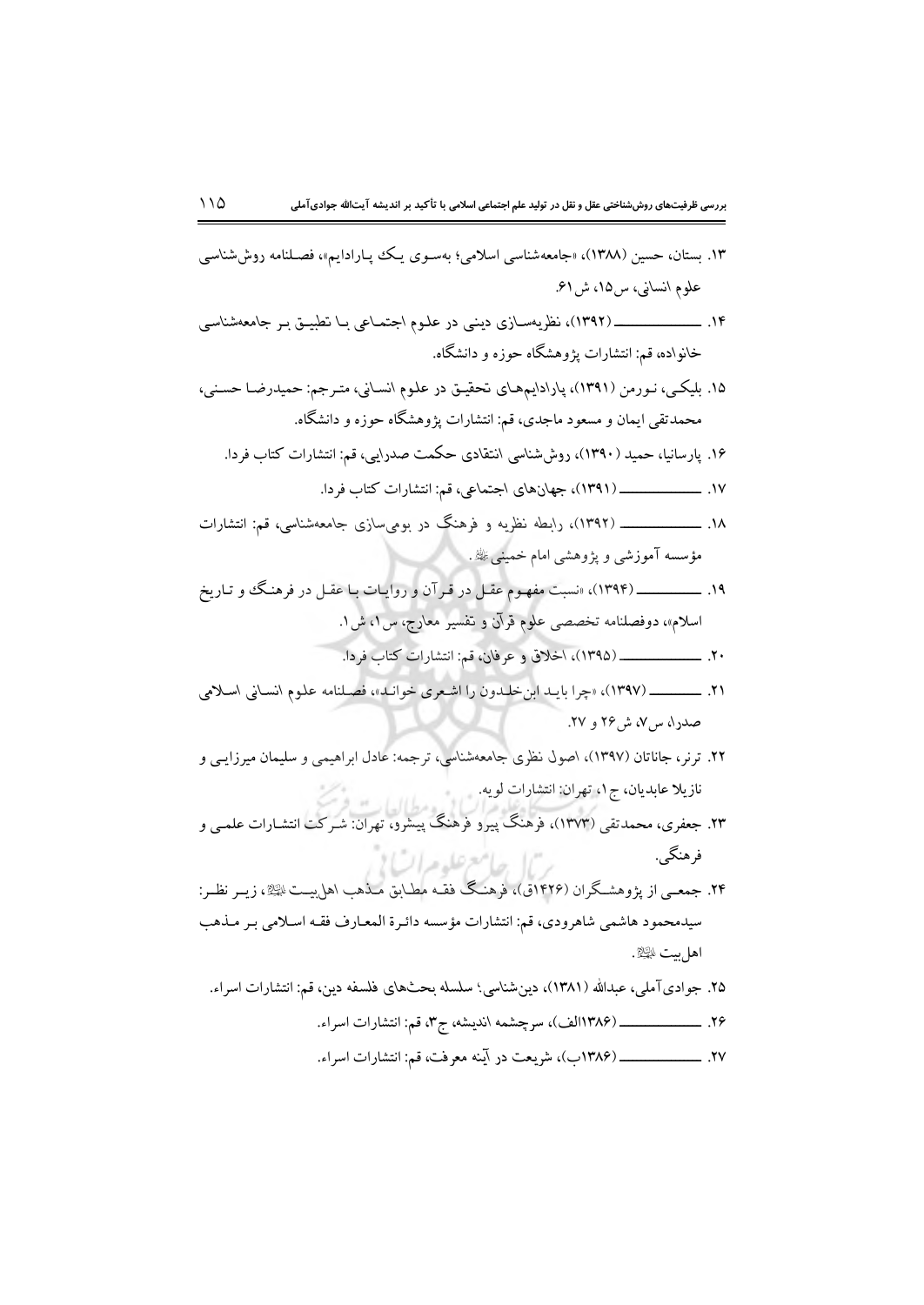۱۳. بستان، حسین (۱۳۸۸)، «جامعه‌شناسی اسلامی؛ به‌سوی یک پارادایم»، فصلنامه روش‌شناسی علوم انسانی، س۱۵، ش۶۱.

۱۴. ــــــــــــــ (۱۳۹۲)، نظریه‌سازی دینی در علوم اجتماعی با تطبیق بر جامعه‌شناسی خانواده، قم: انتشارات پژوهشگاه حوزه و دانشگاه.

۱۵. بلیکی، نورمن (۱۳۹۱)، پارادایم‌های تحقیق در علوم انسانی، مترجم: حمیدرضا حسنی، محمدتقی ایمان و مسعود ماجدی، قم: انتشارات پژوهشگاه حوزه و دانشگاه.

۱۶. پارسانیا، حمید (۱۳۹۰)، روش‌شناسی انتقادی حکمت صدرایی، قم: انتشارات کتاب فردا.

۱۷. ــــــــــــــ (۱۳۹۱)، جهان‌های اجتماعی، قم: انتشارات کتاب فردا.

۱۸. ــــــــــــــ (۱۳۹۲)، رابطه نظریه و فرهنگ در بومی‌سازی جامعه‌شناسی، قم: انتشارات مؤسسه آموزشی و پژوهشی امام خمینی ﷺ.

۱۹. ــــــــــــــ (۱۳۹۴)، «نسبت مفهوم عقل در قرآن و روایات با عقل در فرهنگ و تاریخ اسلام»، دوفصلنامه تخصصی علوم قرآن و تفسیر معارج، س۱، ش۱.

۲۰. ــــــــــــــ (۱۳۹۵)، اخلاق و عرفان، قم: انتشارات کتاب فردا.

۲۱. ــــــــــــــ (۱۳۹۷)، «چرا باید ابن‌خلدون را اشعری خواند»، فصلنامه علوم انسانی اسلامی صدرا، س۷، ش۲۶ و ۲۷.

۲۲. ترنر، جاناتان (۱۳۹۷)، اصول نظری جامعه‌شناسی، ترجمه: عادل ابراهیمی و سلیمان میرزایی و نازیلا عابدیان، ج۱، تهران: انتشارات لویه.

۲۳. جعفری، محمدتقی (۱۳۷۳)، فرهنگ پیرو فرهنگ پیشرو، تهران: شرکت انتشارات علمی و فرهنگی.

۲۴. جمعی از پژوهشگران (۱۴۲۶ق)، فرهنگ فقه مطابق مذهب اهل‌بیت ﷺ، زیر نظر: سیدمحمود هاشمی شاهرودی، قم: انتشارات مؤسسه دائرة المعارف فقه اسلامی بر مذهب اهل‌بیت ﷺ.

۲۵. جوادی‌آملی، عبدالله (۱۳۸۱)، دین‌شناسی؛ سلسله بحث‌های فلسفه دین، قم: انتشارات اسراء.

۲۶. ــــــــــــــ (۱۳۸۶الف)، سرچشمه اندیشه، ج۳، قم: انتشارات اسراء.

۲۷. ــــــــــــــ (۱۳۸۶ب)، شریعت در آینه معرفت، قم: انتشارات اسراء.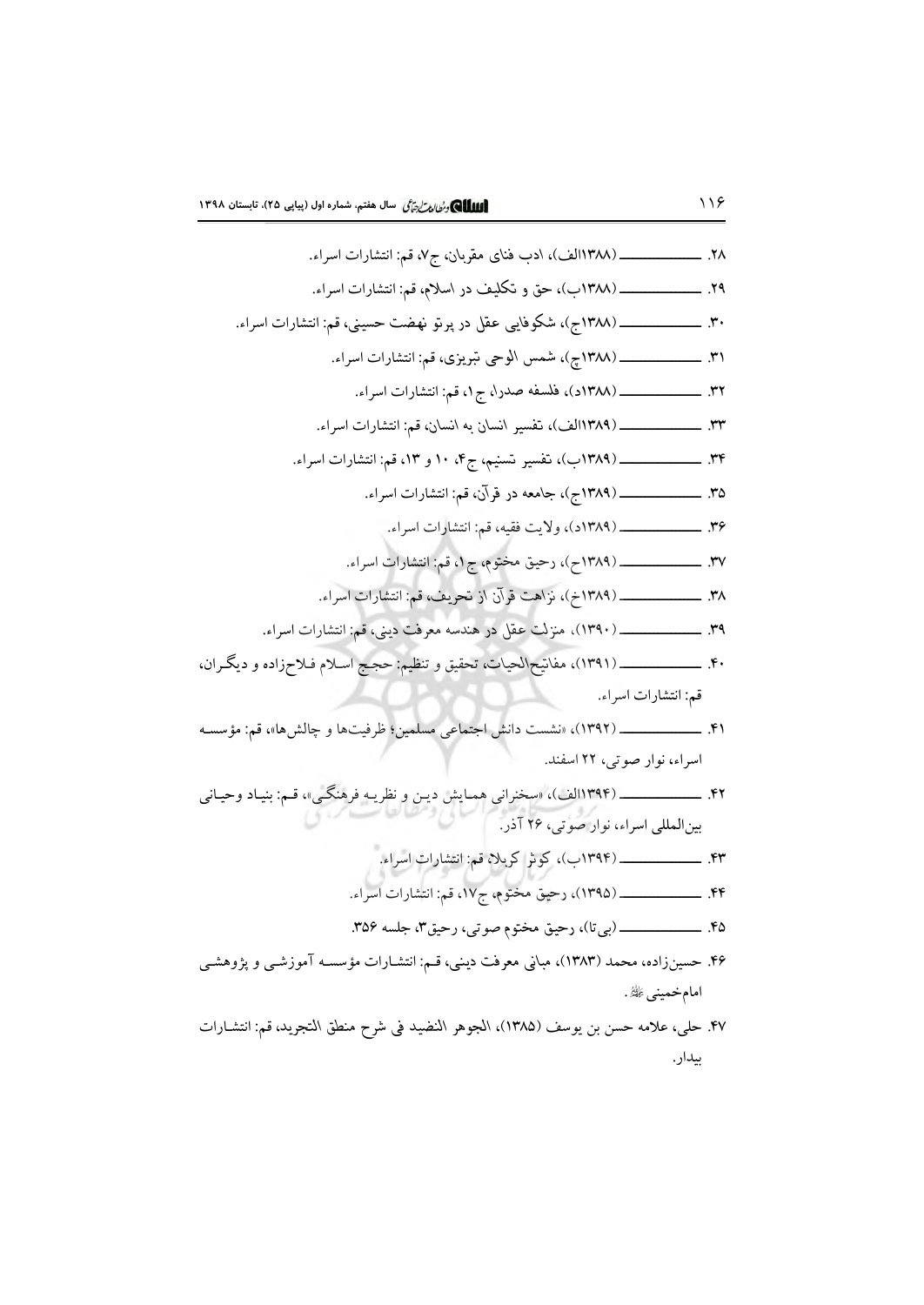۲۸. ـــــــــــــــــ (۱۳۸۸الف)، ادب فنای مقربان، ج۷، قم: انتشارات اسراء.

۲۹. ـــــــــــــــــ (۱۳۸۸ب)، حق و تکلیف در اسلام، قم: انتشارات اسراء.

۳۰. ـــــــــــــــــ (۱۳۸۸ج)، شکوفایی عقل در پرتو نهضت حسینی، قم: انتشارات اسراء.

۳۱. ـــــــــــــــــ (۱۳۸۸چ)، شمس الوحی تبریزی، قم: انتشارات اسراء.

۳۲. ـــــــــــــــــ (۱۳۸۸د)، فلسفه صدرا، ج۱، قم: انتشارات اسراء.

۳۳. ـــــــــــــــــ (۱۳۸۹الف)، تفسیر انسان به انسان، قم: انتشارات اسراء.

۳۴. ـــــــــــــــــ (۱۳۸۹ب)، تفسیر تسنیم، ج۴، ۱۰ و ۱۳، قم: انتشارات اسراء.

۳۵. ـــــــــــــــــ (۱۳۸۹ج)، جامعه در قرآن، قم: انتشارات اسراء.

۳۶. ـــــــــــــــــ (۱۳۸۹د)، ولایت فقیه، قم: انتشارات اسراء.

۳۷. ـــــــــــــــــ (۱۳۸۹ح)، رحیق مختوم، ج۱، قم: انتشارات اسراء.

۳۸. ـــــــــــــــــ (۱۳۸۹خ)، نزاهت قرآن از تحریف، قم: انتشارات اسراء.

۳۹. ـــــــــــــــــ (۱۳۹۰)، منزلت عقل در هندسه معرفت دینی، قم: انتشارات اسراء.

۴۰. ـــــــــــــــــ (۱۳۹۱)، مفاتیح‌الحیات، تحقیق و تنظیم: حجج اسلام فلاح‌زاده و دیگران، قم: انتشارات اسراء.

۴۱. ـــــــــــــــــ (۱۳۹۲)، «نشست دانش اجتماعی مسلمین؛ ظرفیت‌ها و چالش‌ها»، قم: مؤسسه اسراء، نوار صوتی، ۲۲ اسفند.

۴۲. ـــــــــــــــــ (۱۳۹۴الف)، «سخنرانی همایش دین و نظریه فرهنگی»، قم: بنیاد وحیانی بین‌المللی اسراء، نوار صوتی، ۲۶ آذر.

۴۳. ـــــــــــــــــ (۱۳۹۴ب)، کوثر کربلا، قم: انتشارات اسراء.

۴۴. ـــــــــــــــــ (۱۳۹۵)، رحیق مختوم، ج۱۷، قم: انتشارات اسراء.

۴۵. ـــــــــــــــــ (بی‌تا)، رحیق مختوم صوتی، رحیق۳، جلسه ۳۵۶.

۴۶. حسین‌زاده، محمد (۱۳۸۳)، مبانی معرفت دینی، قم: انتشارات مؤسسه آموزشی و پژوهشی امام‌خمینی رحمه‌الله.

۴۷. حلی، علامه حسن بن یوسف (۱۳۸۵)، الجوهر النضید فی شرح منطق التجرید، قم: انتشارات بیدار.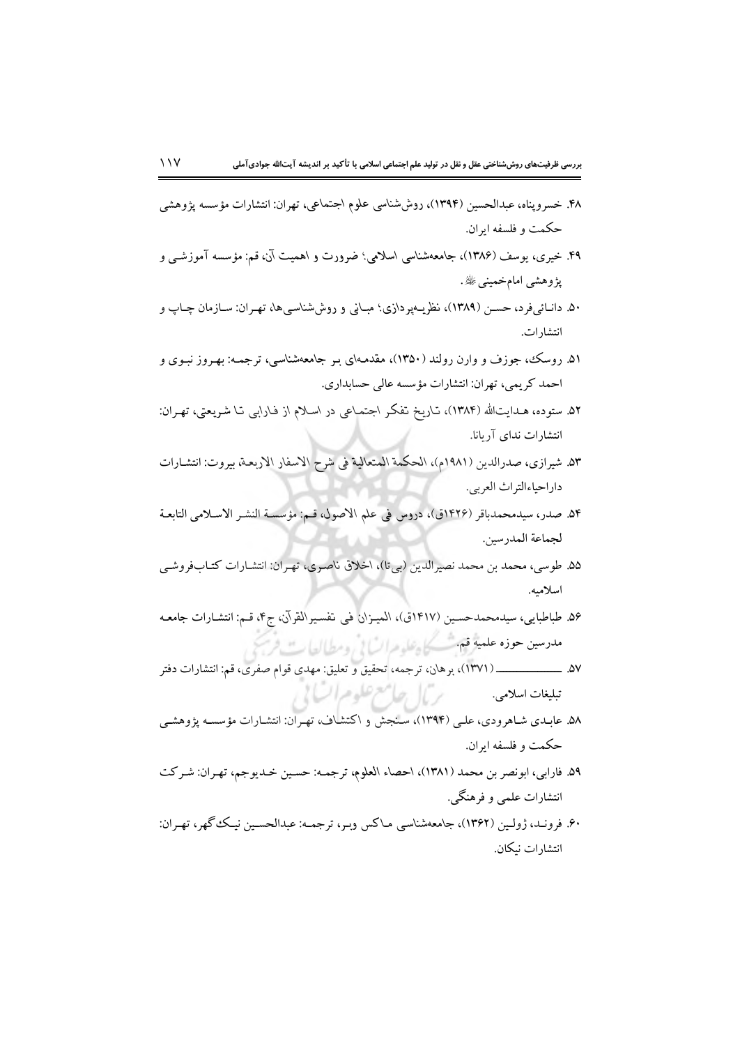۴۸. خسروپناه، عبدالحسین (۱۳۹۴)، روش‌شناسی علوم اجتماعی، تهران: انتشارات مؤسسه پژوهشی حکمت و فلسفه ایران.

۴۹. خیری، یوسف (۱۳۸۶)، جامعه‌شناسی اسلامی؛ ضرورت و اهمیت آن، قم: مؤسسه آموزشی و پژوهشی امام‌خمینی ﷺ.

۵۰. دانائی‌فرد، حسن (۱۳۸۹)، نظریه‌پردازی؛ مبانی و روش‌شناسی‌ها، تهران: سازمان چاپ و انتشارات.

۵۱. روسک، جوزف و وارن رولند (۱۳۵۰)، مقدمه‌ای بر جامعه‌شناسی، ترجمه: بهروز نبوی و احمد کریمی، تهران: انتشارات مؤسسه عالی حسابداری.

۵۲. ستوده، هدایت‌الله (۱۳۸۴)، تاریخ تفکر اجتماعی در اسلام از فارابی تا شریعتی، تهران: انتشارات ندای آریانا.

۵۳. شیرازی، صدرالدین (۱۹۸۱م)، الحکمة المتعالیة فی شرح الاسفار الاربعة، بیروت: انتشارات داراحیاءالتراث العربی.

۵۴. صدر، سیدمحمدباقر (۱۴۲۶ق)، دروس فی علم الاصول، قم: مؤسسة النشر الاسلامی التابعة لجماعة المدرسین.

۵۵. طوسی، محمد بن محمد نصیرالدین (بی‌تا)، اخلاق ناصری، تهران: انتشارات کتاب‌فروشی اسلامیه.

۵۶. طباطبایی، سیدمحمدحسین (۱۴۱۷ق)، المیزان فی تفسیرالقرآن، ج۴، قم: انتشارات جامعه مدرسین حوزه علمیه قم.

۵۷. ـــــــــــــ (۱۳۷۱)، برهان، ترجمه، تحقیق و تعلیق: مهدی قوام صفری، قم: انتشارات دفتر تبلیغات اسلامی.

۵۸. عابدی شاهرودی، علی (۱۳۹۴)، سنجش و اکتشاف، تهران: انتشارات مؤسسه پژوهشی حکمت و فلسفه ایران.

۵۹. فارابی، ابونصر بن محمد (۱۳۸۱)، احصاء العلوم، ترجمه: حسین خدیوجم، تهران: شرکت انتشارات علمی و فرهنگی.

۶۰. فروند، ژولین (۱۳۶۲)، جامعه‌شناسی ماکس وبر، ترجمه: عبدالحسین نیک‌گهر، تهران: انتشارات نیکان.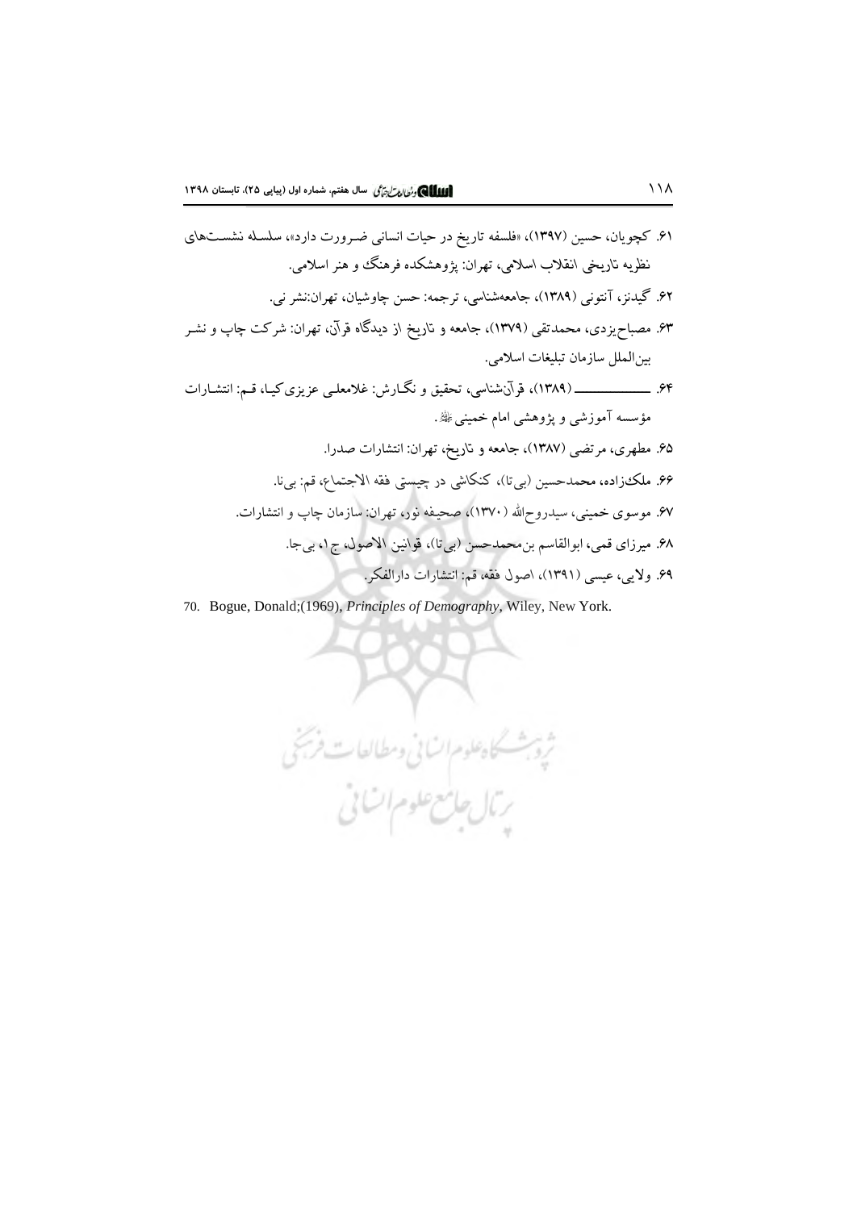۶۱. کچویان، حسین (۱۳۹۷)، «فلسفه تاریخ در حیات انسانی ضرورت دارد»، سلسله نشست‌های نظریه تاریخی انقلاب اسلامی، تهران: پژوهشکده فرهنگ و هنر اسلامی.

۶۲. گیدنز، آنتونی (۱۳۸۹)، جامعه‌شناسی، ترجمه: حسن چاوشیان، تهران:نشر نی.

۶۳. مصباح‌یزدی، محمدتقی (۱۳۷۹)، جامعه و تاریخ از دیدگاه قرآن، تهران: شرکت چاپ و نشر بین‌الملل سازمان تبلیغات اسلامی.

۶۴. ــــــــــــ (۱۳۸۹)، قرآن‌شناسی، تحقیق و نگارش: غلامعلی عزیزی‌کیا، قم: انتشارات مؤسسه آموزشی و پژوهشی امام خمینی ﷺ.

۶۵. مطهری، مرتضی (۱۳۸۷)، جامعه و تاریخ، تهران: انتشارات صدرا.

۶۶. ملک‌زاده، محمدحسین (بی‌تا)، کنکاشی در چیستی فقه الاجتماع، قم: بی‌نا.

۶۷. موسوی خمینی، سیدروح‌الله (۱۳۷۰)، صحیفه نور، تهران: سازمان چاپ و انتشارات.

۶۸. میرزای قمی، ابوالقاسم بن‌محمدحسن (بی‌تا)، قوانین الاصول، ج۱، بی‌جا.

۶۹. ولایی، عیسی (۱۳۹۱)، اصول فقه، قم: انتشارات دارالفکر.

70. Bogue, Donald;(1969), *Principles of Demography*, Wiley, New York.